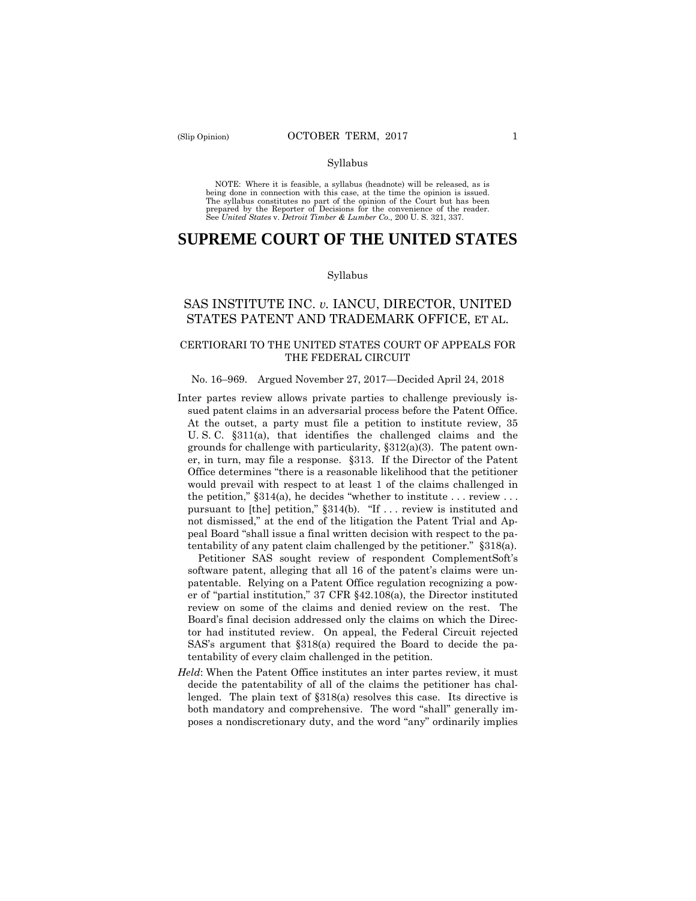(Slip Opinion) OCTOBER TERM, 2017

Syllabus

NOTE: Where it is feasible, a syllabus (headnote) will be released, as is being done in connection with this case, at the time the opinion is issued. The syllabus constitutes no part of the opinion of the Court but has been prepared by the Reporter of Decisions for the convenience of the reader. See *United States* v. *Detroit Timber & Lumber Co.,* 200 U. S. 321, 337.

# SUPREME COURT OF THE UNITED STATES

Syllabus

## SAS INSTITUTE INC. *v.* IANCU, DIRECTOR, UNITED STATES PATENT AND TRADEMARK OFFICE, ET AL.

### CERTIORARI TO THE UNITED STATES COURT OF APPEALS FOR THE FEDERAL CIRCUIT

No. 16–969. Argued November 27, 2017—Decided April 24, 2018

Inter partes review allows private parties to challenge previously issued patent claims in an adversarial process before the Patent Office. At the outset, a party must file a petition to institute review, 35 U. S. C. §311(a), that identifies the challenged claims and the grounds for challenge with particularity, §312(a)(3). The patent owner, in turn, may file a response. §313. If the Director of the Patent Office determines "there is a reasonable likelihood that the petitioner would prevail with respect to at least 1 of the claims challenged in the petition," §314(a), he decides "whether to institute . . . review . . . pursuant to [the] petition," §314(b). "If . . . review is instituted and not dismissed," at the end of the litigation the Patent Trial and Appeal Board "shall issue a final written decision with respect to the patentability of any patent claim challenged by the petitioner." §318(a).

Petitioner SAS sought review of respondent ComplementSoft's software patent, alleging that all 16 of the patent's claims were unpatentable. Relying on a Patent Office regulation recognizing a power of "partial institution," 37 CFR §42.108(a), the Director instituted review on some of the claims and denied review on the rest. The Board's final decision addressed only the claims on which the Director had instituted review. On appeal, the Federal Circuit rejected SAS's argument that §318(a) required the Board to decide the patentability of every claim challenged in the petition.

*Held*: When the Patent Office institutes an inter partes review, it must decide the patentability of all of the claims the petitioner has challenged. The plain text of §318(a) resolves this case. Its directive is both mandatory and comprehensive. The word "shall" generally imposes a nondiscretionary duty, and the word "any" ordinarily implies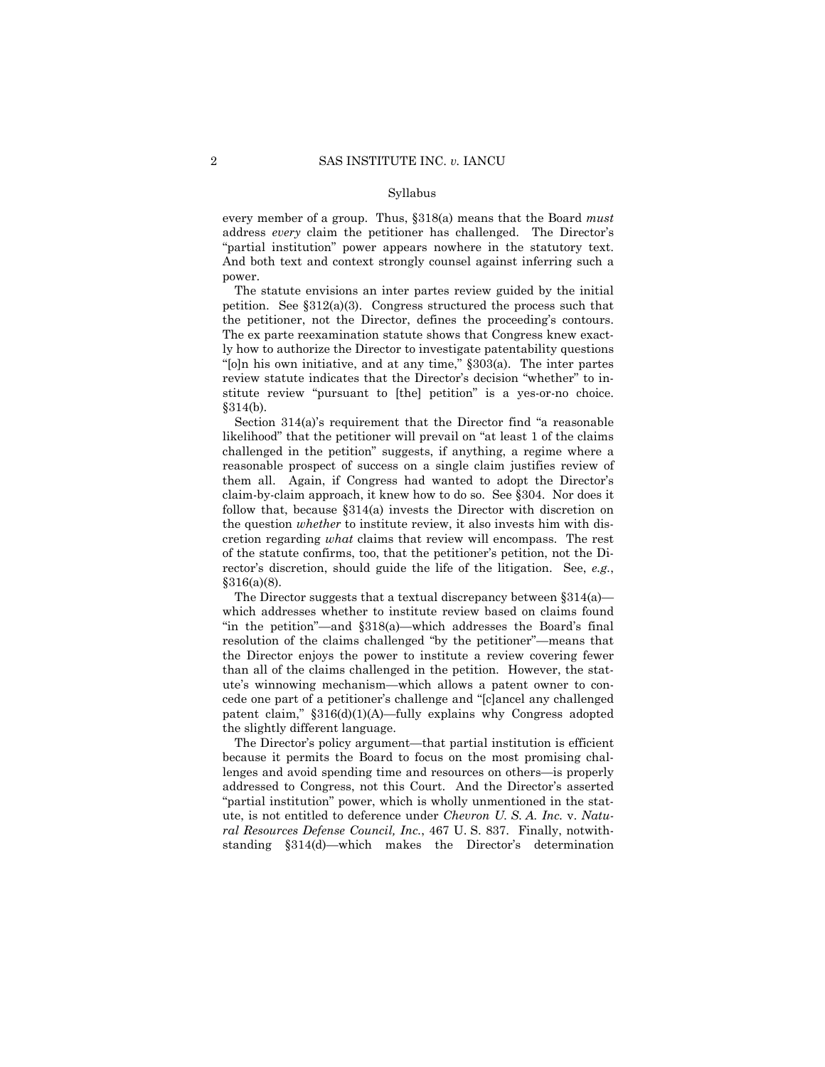every member of a group. Thus, §318(a) means that the Board *must* address *every* claim the petitioner has challenged. The Director's "partial institution" power appears nowhere in the statutory text. And both text and context strongly counsel against inferring such a power.

The statute envisions an inter partes review guided by the initial petition. See §312(a)(3). Congress structured the process such that the petitioner, not the Director, defines the proceeding's contours. The ex parte reexamination statute shows that Congress knew exactly how to authorize the Director to investigate patentability questions "[o]n his own initiative, and at any time," §303(a). The inter partes review statute indicates that the Director's decision "whether" to institute review "pursuant to [the] petition" is a yes-or-no choice. §314(b).

Section 314(a)'s requirement that the Director find "a reasonable likelihood" that the petitioner will prevail on "at least 1 of the claims challenged in the petition" suggests, if anything, a regime where a reasonable prospect of success on a single claim justifies review of them all. Again, if Congress had wanted to adopt the Director's claim-by-claim approach, it knew how to do so. See §304. Nor does it follow that, because §314(a) invests the Director with discretion on the question *whether* to institute review, it also invests him with discretion regarding *what* claims that review will encompass. The rest of the statute confirms, too, that the petitioner's petition, not the Director's discretion, should guide the life of the litigation. See, *e.g.*, §316(a)(8).

The Director suggests that a textual discrepancy between §314(a)—which addresses whether to institute review based on claims found "in the petition"—and §318(a)—which addresses the Board's final resolution of the claims challenged "by the petitioner"—means that the Director enjoys the power to institute a review covering fewer than all of the claims challenged in the petition. However, the statute's winnowing mechanism—which allows a patent owner to concede one part of a petitioner's challenge and "[c]ancel any challenged patent claim," §316(d)(1)(A)—fully explains why Congress adopted the slightly different language.

The Director's policy argument—that partial institution is efficient because it permits the Board to focus on the most promising challenges and avoid spending time and resources on others—is properly addressed to Congress, not this Court. And the Director's asserted "partial institution" power, which is wholly unmentioned in the statute, is not entitled to deference under *Chevron U. S. A. Inc.* v. *Natural Resources Defense Council, Inc.*, 467 U. S. 837. Finally, notwithstanding §314(d)—which makes the Director's determination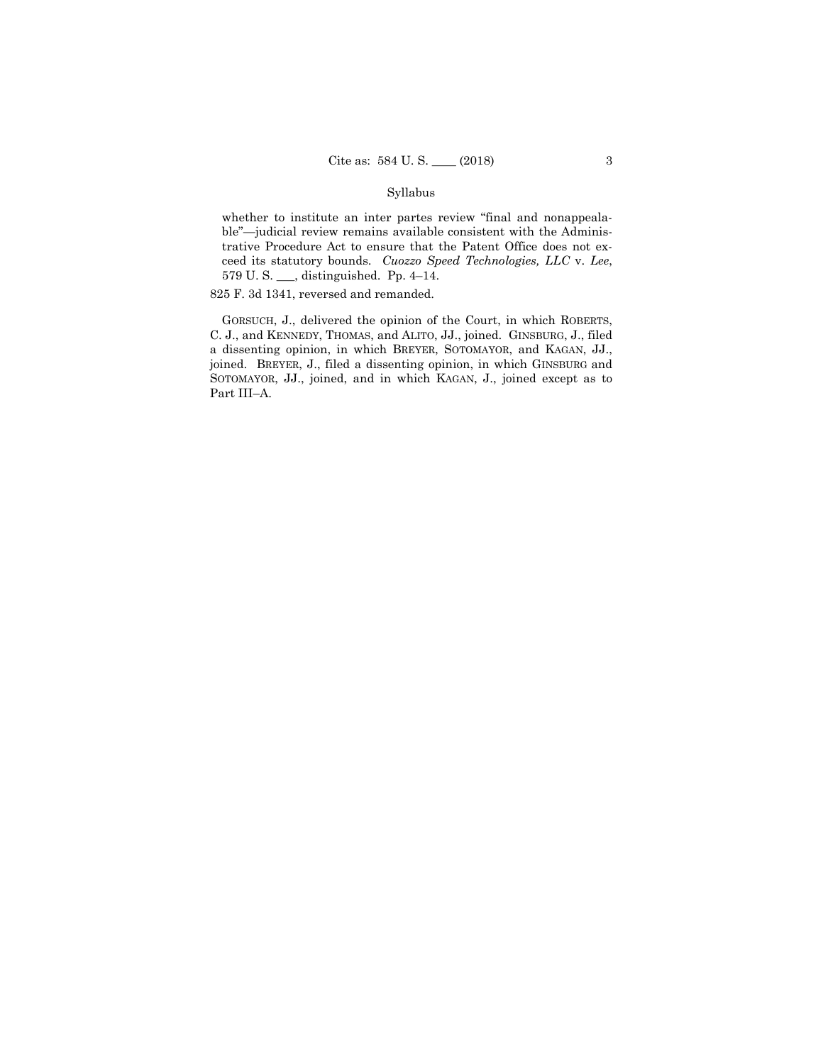## Syllabus

whether to institute an inter partes review "final and nonappealable"—judicial review remains available consistent with the Administrative Procedure Act to ensure that the Patent Office does not exceed its statutory bounds. *Cuozzo Speed Technologies, LLC* v. *Lee*, 579 U. S. ___, distinguished. Pp. 4–14.

825 F. 3d 1341, reversed and remanded.

GORSUCH, J., delivered the opinion of the Court, in which ROBERTS, C. J., and KENNEDY, THOMAS, and ALITO, JJ., joined. GINSBURG, J., filed a dissenting opinion, in which BREYER, SOTOMAYOR, and KAGAN, JJ., joined. BREYER, J., filed a dissenting opinion, in which GINSBURG and SOTOMAYOR, JJ., joined, and in which KAGAN, J., joined except as to Part III–A.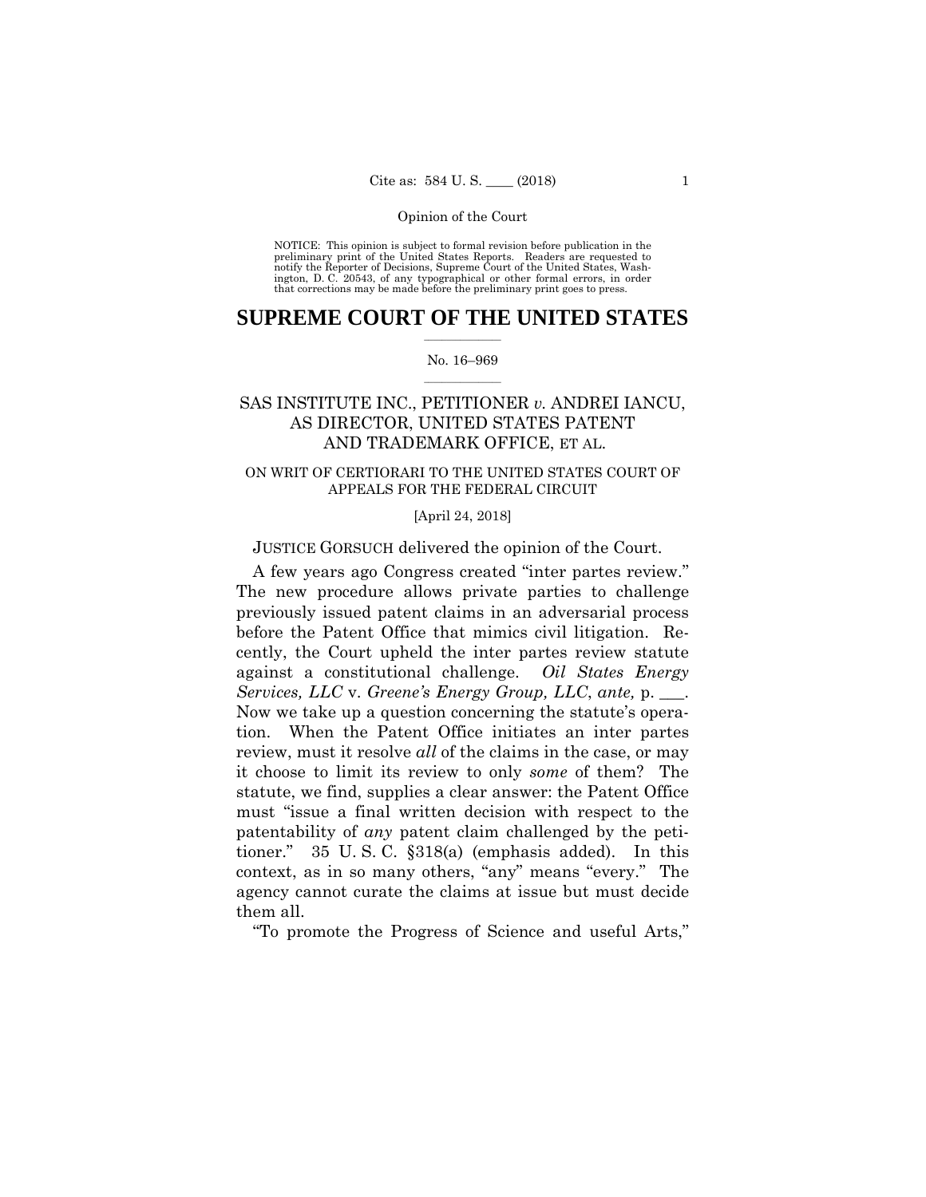Opinion of the Court

NOTICE: This opinion is subject to formal revision before publication in the preliminary print of the United States Reports. Readers are requested to notify the Reporter of Decisions, Supreme Court of the United States, Washington, D. C. 20543, of any typographical or other formal errors, in order that corrections may be made before the preliminary print goes to press.

# SUPREME COURT OF THE UNITED STATES

No. 16–969

SAS INSTITUTE INC., PETITIONER *v.* ANDREI IANCU, AS DIRECTOR, UNITED STATES PATENT AND TRADEMARK OFFICE, ET AL.

ON WRIT OF CERTIORARI TO THE UNITED STATES COURT OF APPEALS FOR THE FEDERAL CIRCUIT

[April 24, 2018]

JUSTICE GORSUCH delivered the opinion of the Court.

A few years ago Congress created "inter partes review." The new procedure allows private parties to challenge previously issued patent claims in an adversarial process before the Patent Office that mimics civil litigation. Recently, the Court upheld the inter partes review statute against a constitutional challenge. *Oil States Energy Services, LLC* v. *Greene's Energy Group, LLC*, *ante,* p. ___. Now we take up a question concerning the statute's operation. When the Patent Office initiates an inter partes review, must it resolve *all* of the claims in the case, or may it choose to limit its review to only *some* of them? The statute, we find, supplies a clear answer: the Patent Office must "issue a final written decision with respect to the patentability of *any* patent claim challenged by the petitioner." 35 U. S. C. §318(a) (emphasis added). In this context, as in so many others, "any" means "every." The agency cannot curate the claims at issue but must decide them all.

"To promote the Progress of Science and useful Arts,"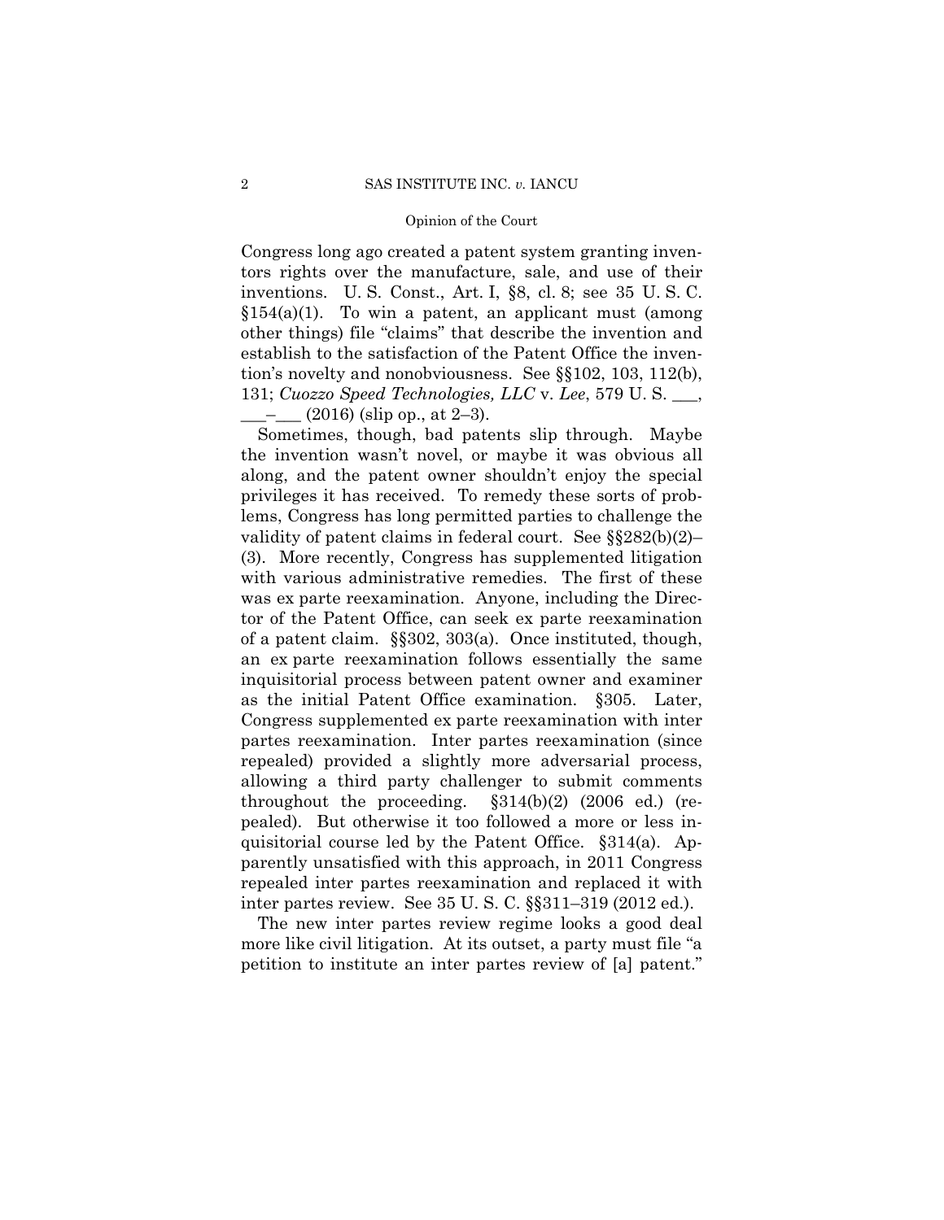Congress long ago created a patent system granting inventors rights over the manufacture, sale, and use of their inventions. U. S. Const., Art. I, §8, cl. 8; see 35 U. S. C. §154(a)(1). To win a patent, an applicant must (among other things) file "claims" that describe the invention and establish to the satisfaction of the Patent Office the invention's novelty and nonobviousness. See §§102, 103, 112(b), 131; *Cuozzo Speed Technologies, LLC* v. *Lee*, 579 U. S. \_\_\_, \_\_\_–\_\_\_ (2016) (slip op., at 2–3).

Sometimes, though, bad patents slip through. Maybe the invention wasn't novel, or maybe it was obvious all along, and the patent owner shouldn't enjoy the special privileges it has received. To remedy these sorts of problems, Congress has long permitted parties to challenge the validity of patent claims in federal court. See §§282(b)(2)–(3). More recently, Congress has supplemented litigation with various administrative remedies. The first of these was ex parte reexamination. Anyone, including the Director of the Patent Office, can seek ex parte reexamination of a patent claim. §§302, 303(a). Once instituted, though, an ex parte reexamination follows essentially the same inquisitorial process between patent owner and examiner as the initial Patent Office examination. §305. Later, Congress supplemented ex parte reexamination with inter partes reexamination. Inter partes reexamination (since repealed) provided a slightly more adversarial process, allowing a third party challenger to submit comments throughout the proceeding. §314(b)(2) (2006 ed.) (repealed). But otherwise it too followed a more or less inquisitorial course led by the Patent Office. §314(a). Apparently unsatisfied with this approach, in 2011 Congress repealed inter partes reexamination and replaced it with inter partes review. See 35 U. S. C. §§311–319 (2012 ed.).

The new inter partes review regime looks a good deal more like civil litigation. At its outset, a party must file "a petition to institute an inter partes review of [a] patent."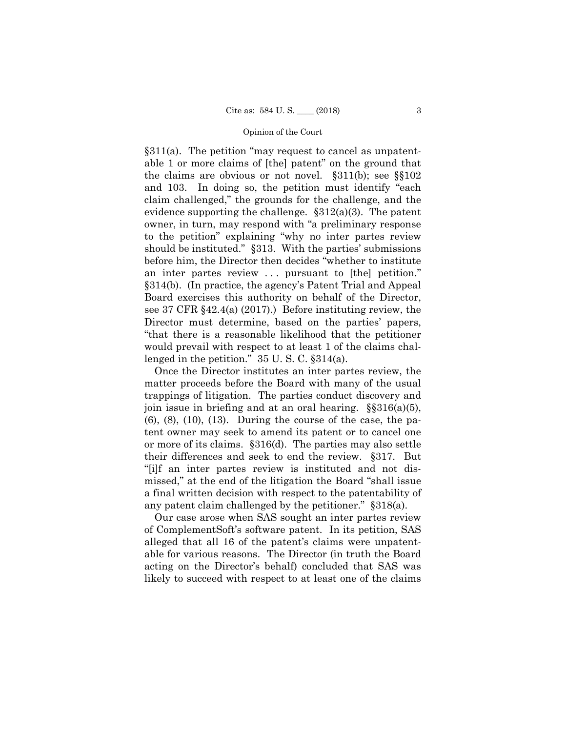§311(a). The petition "may request to cancel as unpatentable 1 or more claims of [the] patent" on the ground that the claims are obvious or not novel. §311(b); see §§102 and 103. In doing so, the petition must identify "each claim challenged," the grounds for the challenge, and the evidence supporting the challenge. §312(a)(3). The patent owner, in turn, may respond with "a preliminary response to the petition" explaining "why no inter partes review should be instituted." §313. With the parties' submissions before him, the Director then decides "whether to institute an inter partes review . . . pursuant to [the] petition." §314(b). (In practice, the agency's Patent Trial and Appeal Board exercises this authority on behalf of the Director, see 37 CFR §42.4(a) (2017).) Before instituting review, the Director must determine, based on the parties' papers, "that there is a reasonable likelihood that the petitioner would prevail with respect to at least 1 of the claims challenged in the petition." 35 U. S. C. §314(a).

Once the Director institutes an inter partes review, the matter proceeds before the Board with many of the usual trappings of litigation. The parties conduct discovery and join issue in briefing and at an oral hearing. §§316(a)(5), (6), (8), (10), (13). During the course of the case, the patent owner may seek to amend its patent or to cancel one or more of its claims. §316(d). The parties may also settle their differences and seek to end the review. §317. But "[i]f an inter partes review is instituted and not dismissed," at the end of the litigation the Board "shall issue a final written decision with respect to the patentability of any patent claim challenged by the petitioner." §318(a).

Our case arose when SAS sought an inter partes review of ComplementSoft's software patent. In its petition, SAS alleged that all 16 of the patent's claims were unpatentable for various reasons. The Director (in truth the Board acting on the Director's behalf) concluded that SAS was likely to succeed with respect to at least one of the claims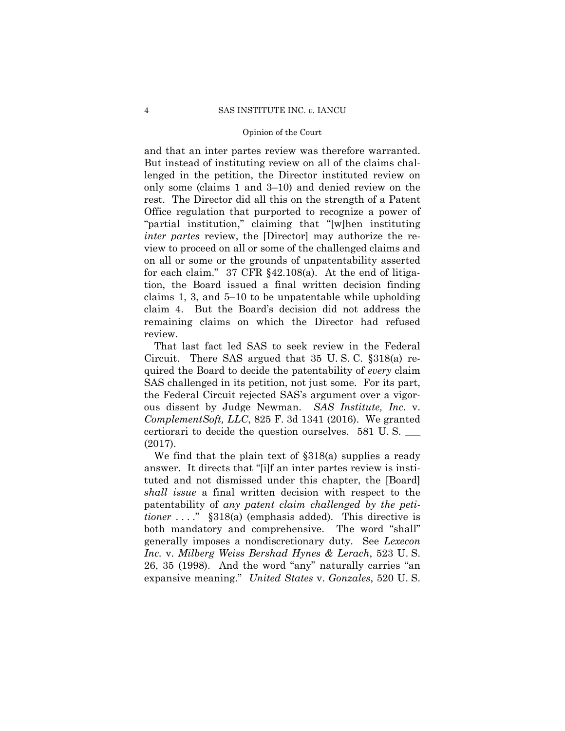and that an inter partes review was therefore warranted. But instead of instituting review on all of the claims challenged in the petition, the Director instituted review on only some (claims 1 and 3–10) and denied review on the rest. The Director did all this on the strength of a Patent Office regulation that purported to recognize a power of "partial institution," claiming that "[w]hen instituting *inter partes* review, the [Director] may authorize the review to proceed on all or some of the challenged claims and on all or some or the grounds of unpatentability asserted for each claim." 37 CFR §42.108(a). At the end of litigation, the Board issued a final written decision finding claims 1, 3, and 5–10 to be unpatentable while upholding claim 4. But the Board's decision did not address the remaining claims on which the Director had refused review.

That last fact led SAS to seek review in the Federal Circuit. There SAS argued that 35 U. S. C. §318(a) required the Board to decide the patentability of *every* claim SAS challenged in its petition, not just some. For its part, the Federal Circuit rejected SAS's argument over a vigorous dissent by Judge Newman. *SAS Institute, Inc.* v. *ComplementSoft, LLC*, 825 F. 3d 1341 (2016). We granted certiorari to decide the question ourselves. 581 U. S. ___ (2017).

We find that the plain text of §318(a) supplies a ready answer. It directs that "[i]f an inter partes review is instituted and not dismissed under this chapter, the [Board] *shall issue* a final written decision with respect to the patentability of *any patent claim challenged by the petitioner* . . . ." §318(a) (emphasis added). This directive is both mandatory and comprehensive. The word "shall" generally imposes a nondiscretionary duty. See *Lexecon Inc.* v. *Milberg Weiss Bershad Hynes & Lerach*, 523 U. S. 26, 35 (1998). And the word "any" naturally carries "an expansive meaning." *United States* v. *Gonzales*, 520 U. S.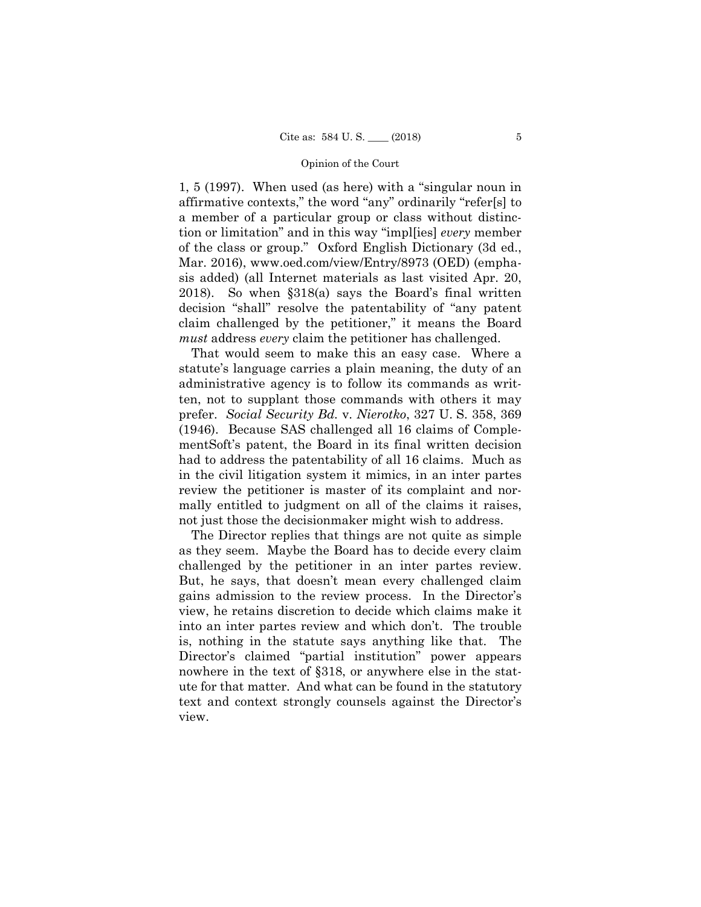1, 5 (1997). When used (as here) with a "singular noun in affirmative contexts," the word "any" ordinarily "refer[s] to a member of a particular group or class without distinction or limitation" and in this way "impl[ies] *every* member of the class or group." Oxford English Dictionary (3d ed., Mar. 2016), www.oed.com/view/Entry/8973 (OED) (emphasis added) (all Internet materials as last visited Apr. 20, 2018). So when §318(a) says the Board's final written decision "shall" resolve the patentability of "any patent claim challenged by the petitioner," it means the Board *must* address *every* claim the petitioner has challenged.

That would seem to make this an easy case. Where a statute's language carries a plain meaning, the duty of an administrative agency is to follow its commands as written, not to supplant those commands with others it may prefer. *Social Security Bd.* v. *Nierotko*, 327 U. S. 358, 369 (1946). Because SAS challenged all 16 claims of ComplementSoft's patent, the Board in its final written decision had to address the patentability of all 16 claims. Much as in the civil litigation system it mimics, in an inter partes review the petitioner is master of its complaint and normally entitled to judgment on all of the claims it raises, not just those the decisionmaker might wish to address.

The Director replies that things are not quite as simple as they seem. Maybe the Board has to decide every claim challenged by the petitioner in an inter partes review. But, he says, that doesn't mean every challenged claim gains admission to the review process. In the Director's view, he retains discretion to decide which claims make it into an inter partes review and which don't. The trouble is, nothing in the statute says anything like that. The Director's claimed "partial institution" power appears nowhere in the text of §318, or anywhere else in the statute for that matter. And what can be found in the statutory text and context strongly counsels against the Director's view.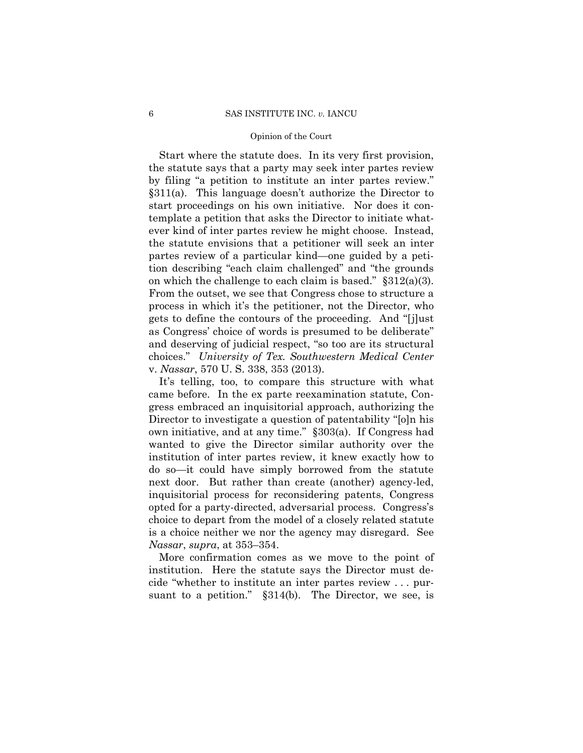Start where the statute does. In its very first provision, the statute says that a party may seek inter partes review by filing "a petition to institute an inter partes review." §311(a). This language doesn't authorize the Director to start proceedings on his own initiative. Nor does it contemplate a petition that asks the Director to initiate whatever kind of inter partes review he might choose. Instead, the statute envisions that a petitioner will seek an inter partes review of a particular kind—one guided by a petition describing "each claim challenged" and "the grounds on which the challenge to each claim is based." §312(a)(3). From the outset, we see that Congress chose to structure a process in which it's the petitioner, not the Director, who gets to define the contours of the proceeding. And "[j]ust as Congress' choice of words is presumed to be deliberate" and deserving of judicial respect, "so too are its structural choices." *University of Tex. Southwestern Medical Center* v. *Nassar*, 570 U. S. 338, 353 (2013).

It's telling, too, to compare this structure with what came before. In the ex parte reexamination statute, Congress embraced an inquisitorial approach, authorizing the Director to investigate a question of patentability "[o]n his own initiative, and at any time." §303(a). If Congress had wanted to give the Director similar authority over the institution of inter partes review, it knew exactly how to do so—it could have simply borrowed from the statute next door. But rather than create (another) agency-led, inquisitorial process for reconsidering patents, Congress opted for a party-directed, adversarial process. Congress's choice to depart from the model of a closely related statute is a choice neither we nor the agency may disregard. See *Nassar*, *supra*, at 353–354.

More confirmation comes as we move to the point of institution. Here the statute says the Director must decide "whether to institute an inter partes review . . . pursuant to a petition." §314(b). The Director, we see, is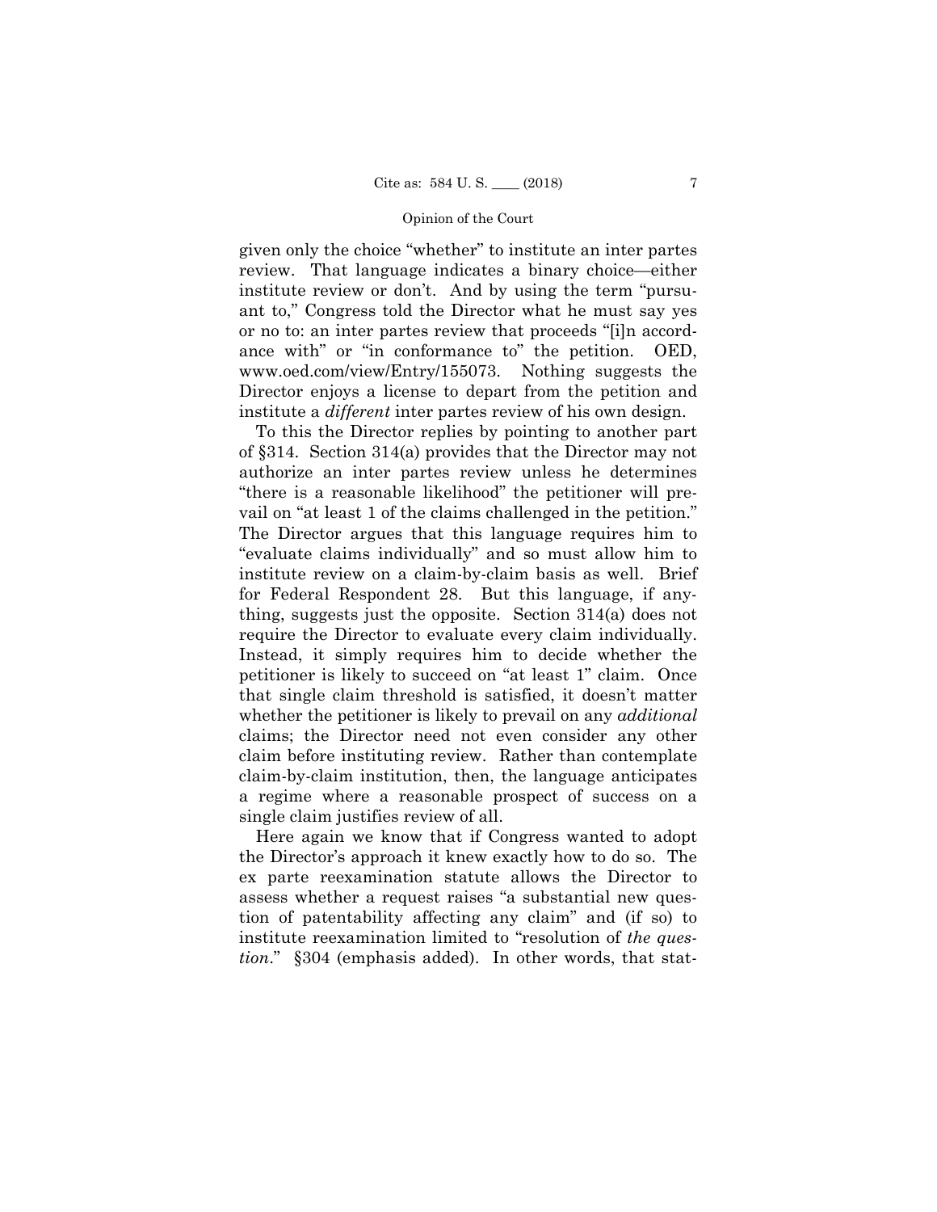given only the choice "whether" to institute an inter partes review. That language indicates a binary choice—either institute review or don't. And by using the term "pursuant to," Congress told the Director what he must say yes or no to: an inter partes review that proceeds "[i]n accordance with" or "in conformance to" the petition. OED, www.oed.com/view/Entry/155073. Nothing suggests the Director enjoys a license to depart from the petition and institute a *different* inter partes review of his own design.

To this the Director replies by pointing to another part of §314. Section 314(a) provides that the Director may not authorize an inter partes review unless he determines "there is a reasonable likelihood" the petitioner will prevail on "at least 1 of the claims challenged in the petition." The Director argues that this language requires him to "evaluate claims individually" and so must allow him to institute review on a claim-by-claim basis as well. Brief for Federal Respondent 28. But this language, if anything, suggests just the opposite. Section 314(a) does not require the Director to evaluate every claim individually. Instead, it simply requires him to decide whether the petitioner is likely to succeed on "at least 1" claim. Once that single claim threshold is satisfied, it doesn't matter whether the petitioner is likely to prevail on any *additional* claims; the Director need not even consider any other claim before instituting review. Rather than contemplate claim-by-claim institution, then, the language anticipates a regime where a reasonable prospect of success on a single claim justifies review of all.

Here again we know that if Congress wanted to adopt the Director's approach it knew exactly how to do so. The ex parte reexamination statute allows the Director to assess whether a request raises "a substantial new question of patentability affecting any claim" and (if so) to institute reexamination limited to "resolution of *the question*." §304 (emphasis added). In other words, that stat-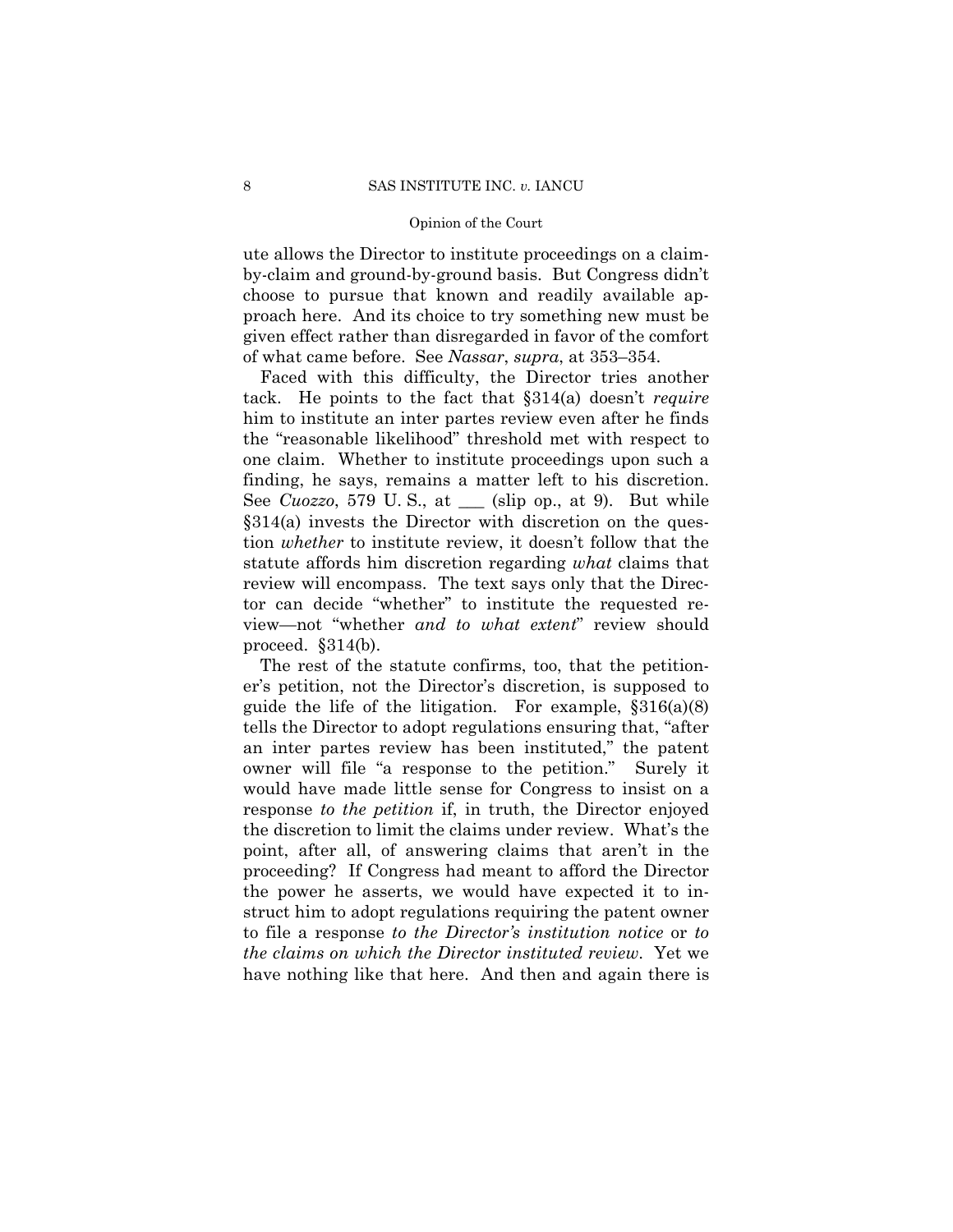ute allows the Director to institute proceedings on a claim-by-claim and ground-by-ground basis. But Congress didn't choose to pursue that known and readily available approach here. And its choice to try something new must be given effect rather than disregarded in favor of the comfort of what came before. See *Nassar*, *supra*, at 353–354.

Faced with this difficulty, the Director tries another tack. He points to the fact that §314(a) doesn't *require* him to institute an inter partes review even after he finds the "reasonable likelihood" threshold met with respect to one claim. Whether to institute proceedings upon such a finding, he says, remains a matter left to his discretion. See *Cuozzo*, 579 U. S., at ___ (slip op., at 9). But while §314(a) invests the Director with discretion on the question *whether* to institute review, it doesn't follow that the statute affords him discretion regarding *what* claims that review will encompass. The text says only that the Director can decide "whether" to institute the requested review—not "whether *and to what extent*" review should proceed. §314(b).

The rest of the statute confirms, too, that the petitioner's petition, not the Director's discretion, is supposed to guide the life of the litigation. For example, §316(a)(8) tells the Director to adopt regulations ensuring that, "after an inter partes review has been instituted," the patent owner will file "a response to the petition." Surely it would have made little sense for Congress to insist on a response *to the petition* if, in truth, the Director enjoyed the discretion to limit the claims under review. What's the point, after all, of answering claims that aren't in the proceeding? If Congress had meant to afford the Director the power he asserts, we would have expected it to instruct him to adopt regulations requiring the patent owner to file a response *to the Director's institution notice* or *to the claims on which the Director instituted review*. Yet we have nothing like that here. And then and again there is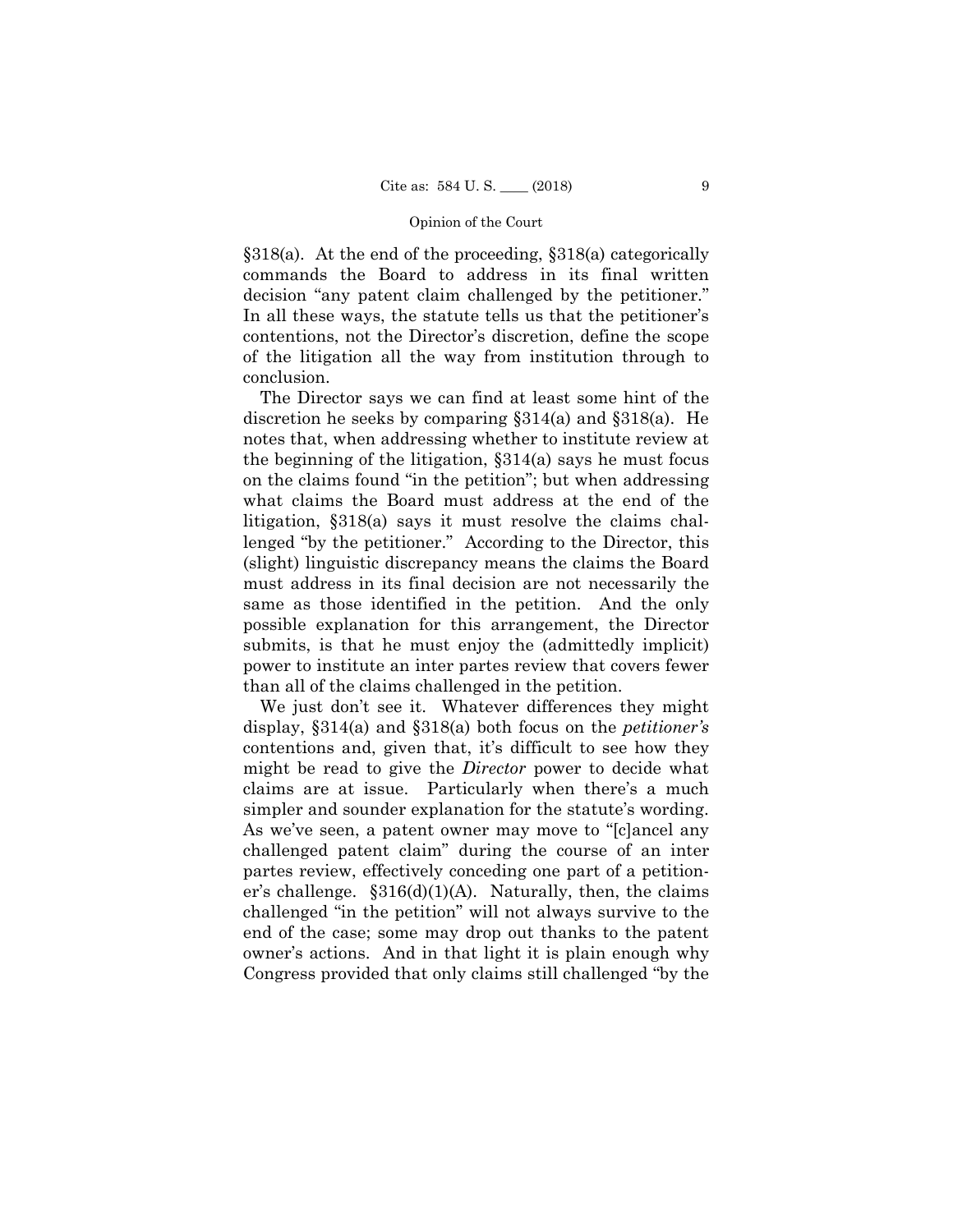§318(a). At the end of the proceeding, §318(a) categorically commands the Board to address in its final written decision "any patent claim challenged by the petitioner." In all these ways, the statute tells us that the petitioner's contentions, not the Director's discretion, define the scope of the litigation all the way from institution through to conclusion.

The Director says we can find at least some hint of the discretion he seeks by comparing §314(a) and §318(a). He notes that, when addressing whether to institute review at the beginning of the litigation, §314(a) says he must focus on the claims found "in the petition"; but when addressing what claims the Board must address at the end of the litigation, §318(a) says it must resolve the claims challenged "by the petitioner." According to the Director, this (slight) linguistic discrepancy means the claims the Board must address in its final decision are not necessarily the same as those identified in the petition. And the only possible explanation for this arrangement, the Director submits, is that he must enjoy the (admittedly implicit) power to institute an inter partes review that covers fewer than all of the claims challenged in the petition.

We just don't see it. Whatever differences they might display, §314(a) and §318(a) both focus on the *petitioner's* contentions and, given that, it's difficult to see how they might be read to give the *Director* power to decide what claims are at issue. Particularly when there's a much simpler and sounder explanation for the statute's wording. As we've seen, a patent owner may move to "[c]ancel any challenged patent claim" during the course of an inter partes review, effectively conceding one part of a petitioner's challenge. §316(d)(1)(A). Naturally, then, the claims challenged "in the petition" will not always survive to the end of the case; some may drop out thanks to the patent owner's actions. And in that light it is plain enough why Congress provided that only claims still challenged "by the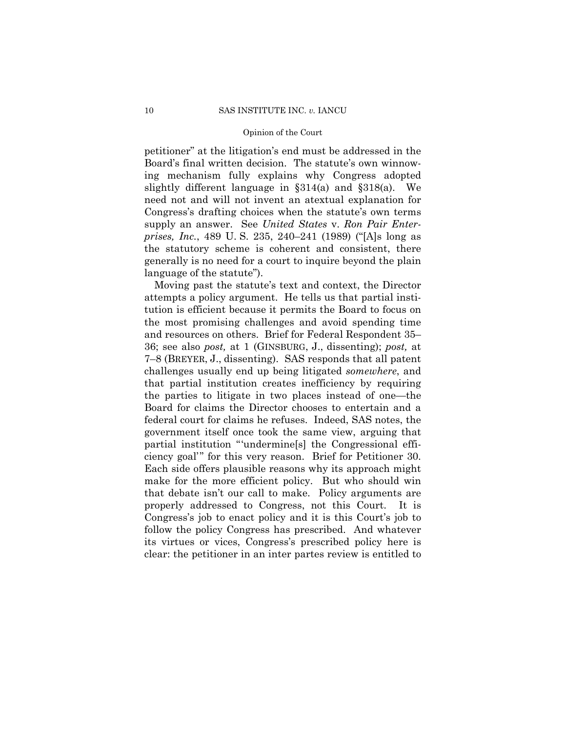petitioner" at the litigation's end must be addressed in the Board's final written decision. The statute's own winnowing mechanism fully explains why Congress adopted slightly different language in §314(a) and §318(a). We need not and will not invent an atextual explanation for Congress's drafting choices when the statute's own terms supply an answer. See *United States* v. *Ron Pair Enterprises, Inc.*, 489 U. S. 235, 240–241 (1989) ("[A]s long as the statutory scheme is coherent and consistent, there generally is no need for a court to inquire beyond the plain language of the statute").

Moving past the statute's text and context, the Director attempts a policy argument. He tells us that partial institution is efficient because it permits the Board to focus on the most promising challenges and avoid spending time and resources on others. Brief for Federal Respondent 35–36; see also *post,* at 1 (GINSBURG, J., dissenting); *post,* at 7–8 (BREYER, J., dissenting). SAS responds that all patent challenges usually end up being litigated *somewhere*, and that partial institution creates inefficiency by requiring the parties to litigate in two places instead of one—the Board for claims the Director chooses to entertain and a federal court for claims he refuses. Indeed, SAS notes, the government itself once took the same view, arguing that partial institution "'undermine[s] the Congressional efficiency goal'" for this very reason. Brief for Petitioner 30. Each side offers plausible reasons why its approach might make for the more efficient policy. But who should win that debate isn't our call to make. Policy arguments are properly addressed to Congress, not this Court. It is Congress's job to enact policy and it is this Court's job to follow the policy Congress has prescribed. And whatever its virtues or vices, Congress's prescribed policy here is clear: the petitioner in an inter partes review is entitled to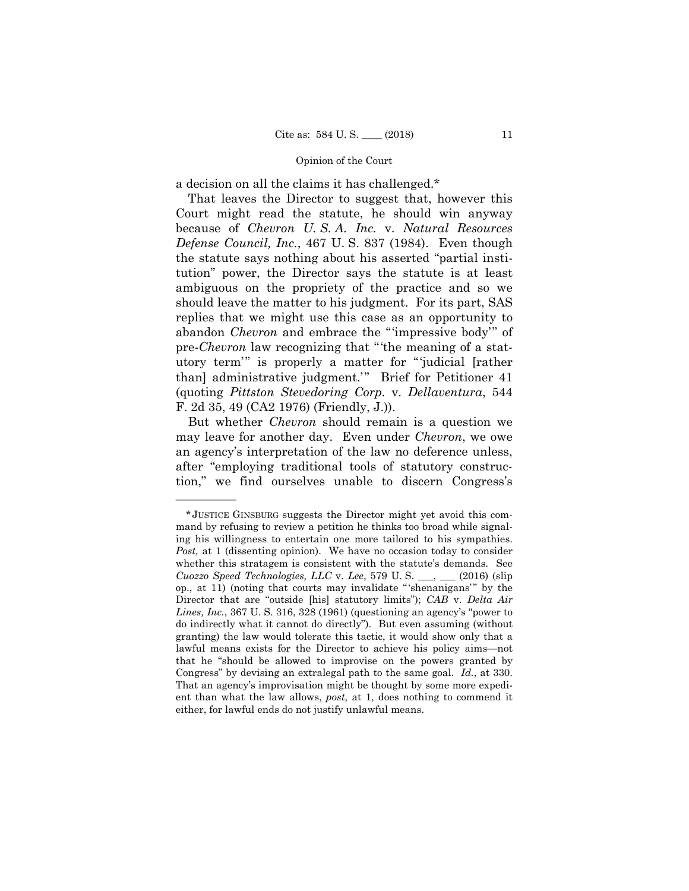a decision on all the claims it has challenged.*

That leaves the Director to suggest that, however this Court might read the statute, he should win anyway because of *Chevron U. S. A. Inc.* v. *Natural Resources Defense Council, Inc.*, 467 U. S. 837 (1984). Even though the statute says nothing about his asserted "partial institution" power, the Director says the statute is at least ambiguous on the propriety of the practice and so we should leave the matter to his judgment. For its part, SAS replies that we might use this case as an opportunity to abandon *Chevron* and embrace the "'impressive body'" of pre-*Chevron* law recognizing that "'the meaning of a statutory term'" is properly a matter for "'judicial [rather than] administrative judgment.'" Brief for Petitioner 41 (quoting *Pittston Stevedoring Corp.* v. *Dellaventura*, 544 F. 2d 35, 49 (CA2 1976) (Friendly, J.)).

But whether *Chevron* should remain is a question we may leave for another day. Even under *Chevron*, we owe an agency's interpretation of the law no deference unless, after "employing traditional tools of statutory construction," we find ourselves unable to discern Congress's

---

*JUSTICE GINSBURG suggests the Director might yet avoid this command by refusing to review a petition he thinks too broad while signaling his willingness to entertain one more tailored to his sympathies. *Post,* at 1 (dissenting opinion). We have no occasion today to consider whether this stratagem is consistent with the statute's demands. See *Cuozzo Speed Technologies, LLC* v. *Lee*, 579 U. S. ___, ___ (2016) (slip op., at 11) (noting that courts may invalidate "'shenanigans'" by the Director that are "outside [his] statutory limits"); *CAB* v. *Delta Air Lines, Inc.*, 367 U. S. 316, 328 (1961) (questioning an agency's "power to do indirectly what it cannot do directly"). But even assuming (without granting) the law would tolerate this tactic, it would show only that a lawful means exists for the Director to achieve his policy aims—not that he "should be allowed to improvise on the powers granted by Congress" by devising an extralegal path to the same goal. *Id.*, at 330. That an agency's improvisation might be thought by some more expedient than what the law allows, *post,* at 1, does nothing to commend it either, for lawful ends do not justify unlawful means.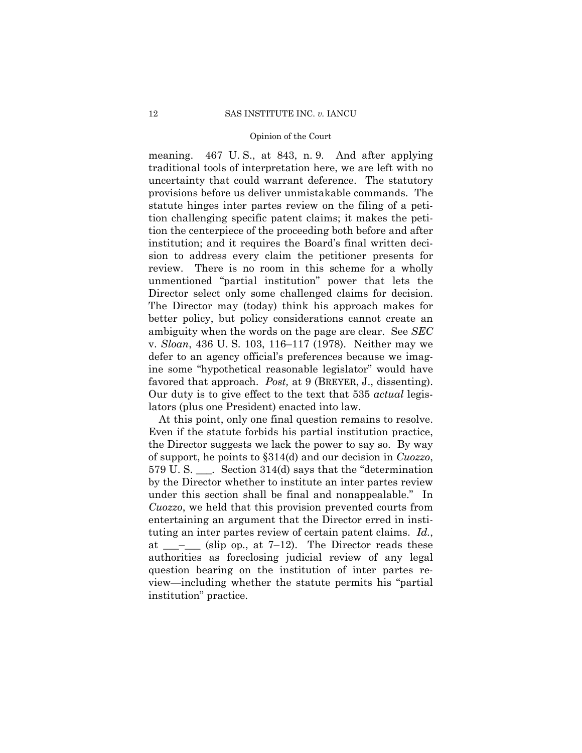meaning. 467 U. S., at 843, n. 9. And after applying traditional tools of interpretation here, we are left with no uncertainty that could warrant deference. The statutory provisions before us deliver unmistakable commands. The statute hinges inter partes review on the filing of a petition challenging specific patent claims; it makes the petition the centerpiece of the proceeding both before and after institution; and it requires the Board's final written decision to address every claim the petitioner presents for review. There is no room in this scheme for a wholly unmentioned "partial institution" power that lets the Director select only some challenged claims for decision. The Director may (today) think his approach makes for better policy, but policy considerations cannot create an ambiguity when the words on the page are clear. See *SEC* v. *Sloan*, 436 U. S. 103, 116–117 (1978). Neither may we defer to an agency official's preferences because we imagine some "hypothetical reasonable legislator" would have favored that approach. *Post,* at 9 (BREYER, J., dissenting). Our duty is to give effect to the text that 535 *actual* legislators (plus one President) enacted into law.

At this point, only one final question remains to resolve. Even if the statute forbids his partial institution practice, the Director suggests we lack the power to say so. By way of support, he points to §314(d) and our decision in *Cuozzo*, 579 U. S. ___. Section 314(d) says that the "determination by the Director whether to institute an inter partes review under this section shall be final and nonappealable." In *Cuozzo*, we held that this provision prevented courts from entertaining an argument that the Director erred in instituting an inter partes review of certain patent claims. *Id.*, at ___–___ (slip op., at 7–12). The Director reads these authorities as foreclosing judicial review of any legal question bearing on the institution of inter partes review—including whether the statute permits his "partial institution" practice.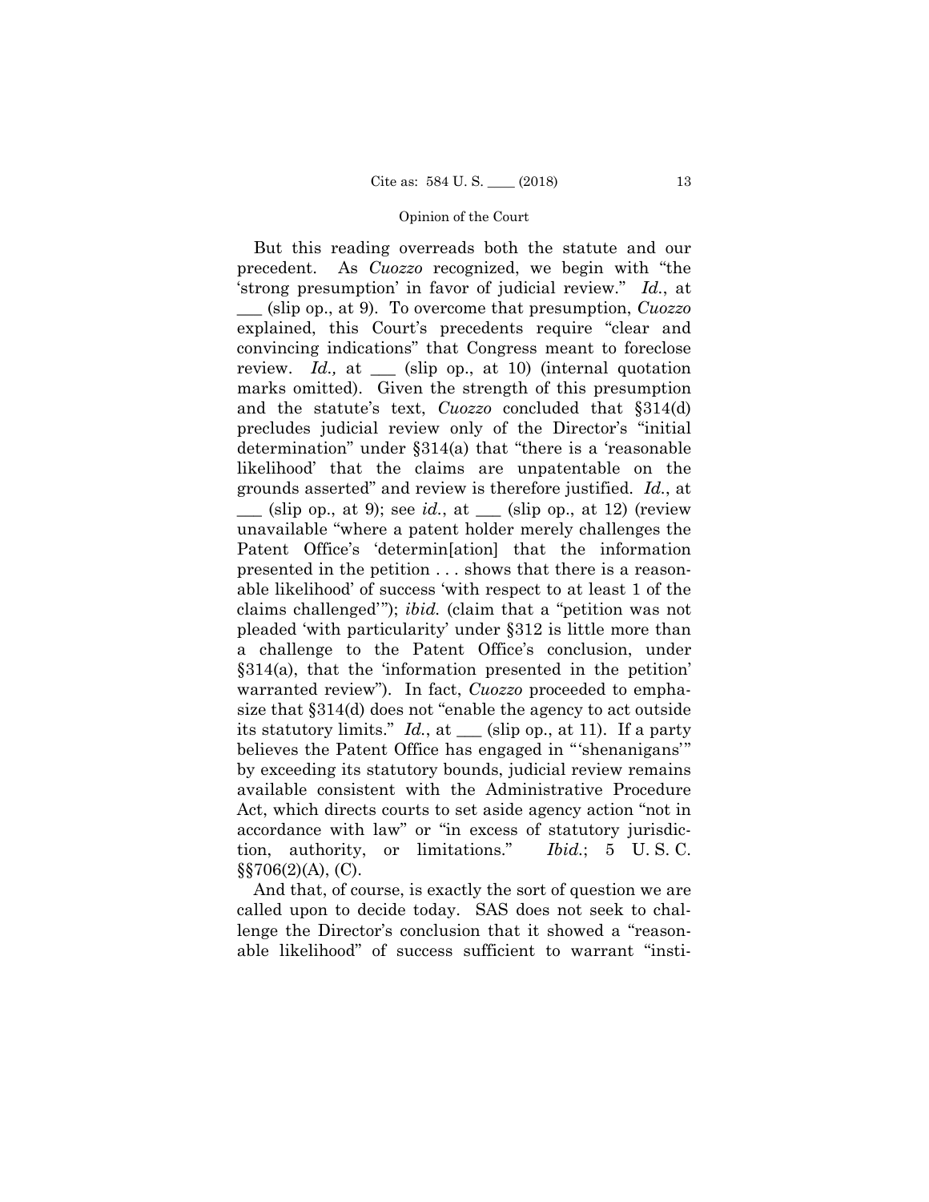But this reading overreads both the statute and our precedent. As *Cuozzo* recognized, we begin with "the 'strong presumption' in favor of judicial review." *Id.*, at ___ (slip op., at 9). To overcome that presumption, *Cuozzo* explained, this Court's precedents require "clear and convincing indications" that Congress meant to foreclose review. *Id.,* at ___ (slip op., at 10) (internal quotation marks omitted). Given the strength of this presumption and the statute's text, *Cuozzo* concluded that §314(d) precludes judicial review only of the Director's "initial determination" under §314(a) that "there is a 'reasonable likelihood' that the claims are unpatentable on the grounds asserted" and review is therefore justified. *Id.*, at ___ (slip op., at 9); see *id.*, at ___ (slip op., at 12) (review unavailable "where a patent holder merely challenges the Patent Office's 'determin[ation] that the information presented in the petition . . . shows that there is a reasonable likelihood' of success 'with respect to at least 1 of the claims challenged'"); *ibid.* (claim that a "petition was not pleaded 'with particularity' under §312 is little more than a challenge to the Patent Office's conclusion, under §314(a), that the 'information presented in the petition' warranted review"). In fact, *Cuozzo* proceeded to emphasize that §314(d) does not "enable the agency to act outside its statutory limits." *Id.*, at ___ (slip op., at 11). If a party believes the Patent Office has engaged in "'shenanigans'" by exceeding its statutory bounds, judicial review remains available consistent with the Administrative Procedure Act, which directs courts to set aside agency action "not in accordance with law" or "in excess of statutory jurisdiction, authority, or limitations." *Ibid.*; 5 U. S. C. §§706(2)(A), (C).

And that, of course, is exactly the sort of question we are called upon to decide today. SAS does not seek to challenge the Director's conclusion that it showed a "reasonable likelihood" of success sufficient to warrant "insti-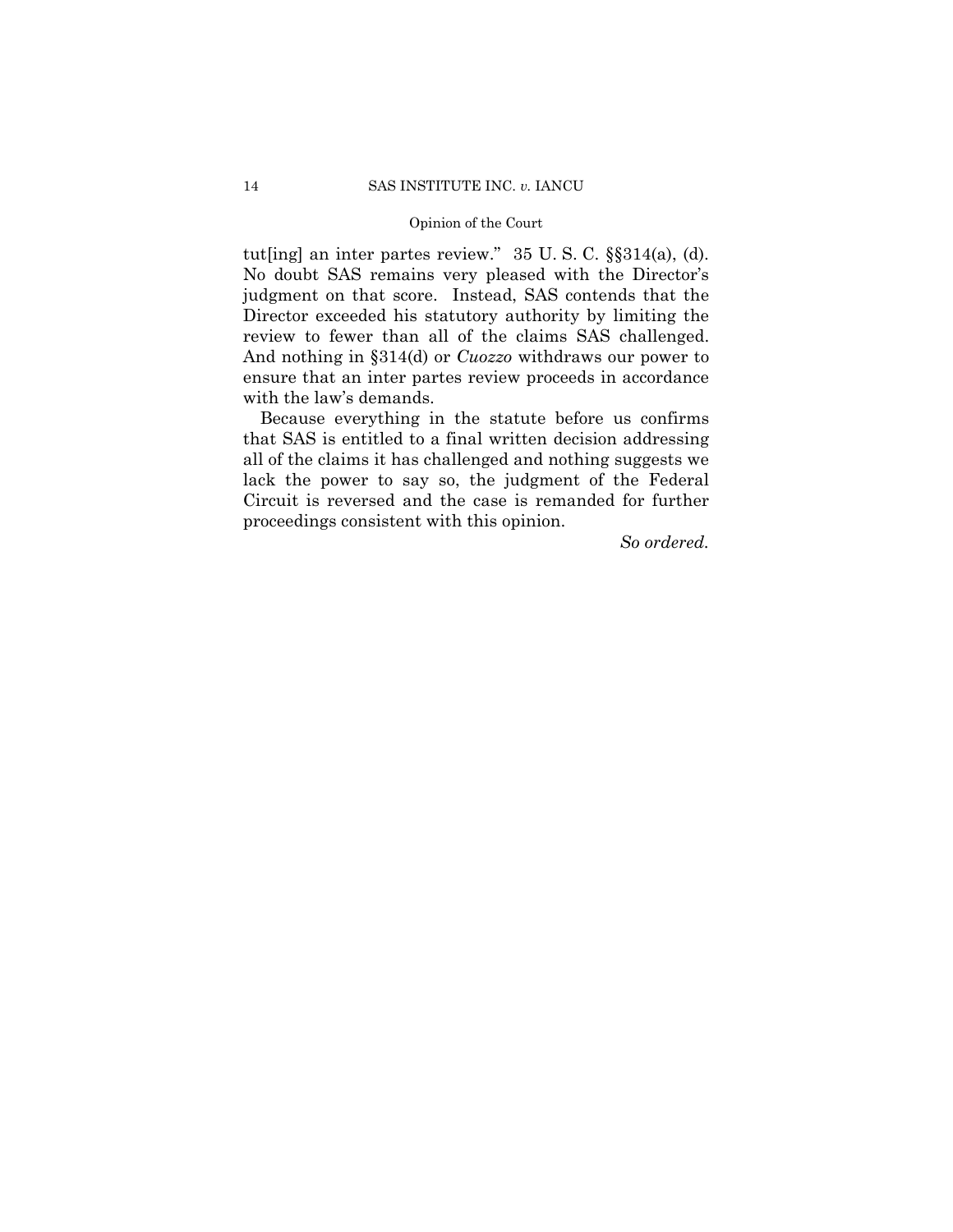tut[ing] an inter partes review." 35 U. S. C. §§314(a), (d). No doubt SAS remains very pleased with the Director's judgment on that score. Instead, SAS contends that the Director exceeded his statutory authority by limiting the review to fewer than all of the claims SAS challenged. And nothing in §314(d) or *Cuozzo* withdraws our power to ensure that an inter partes review proceeds in accordance with the law's demands.

Because everything in the statute before us confirms that SAS is entitled to a final written decision addressing all of the claims it has challenged and nothing suggests we lack the power to say so, the judgment of the Federal Circuit is reversed and the case is remanded for further proceedings consistent with this opinion.

*So ordered.*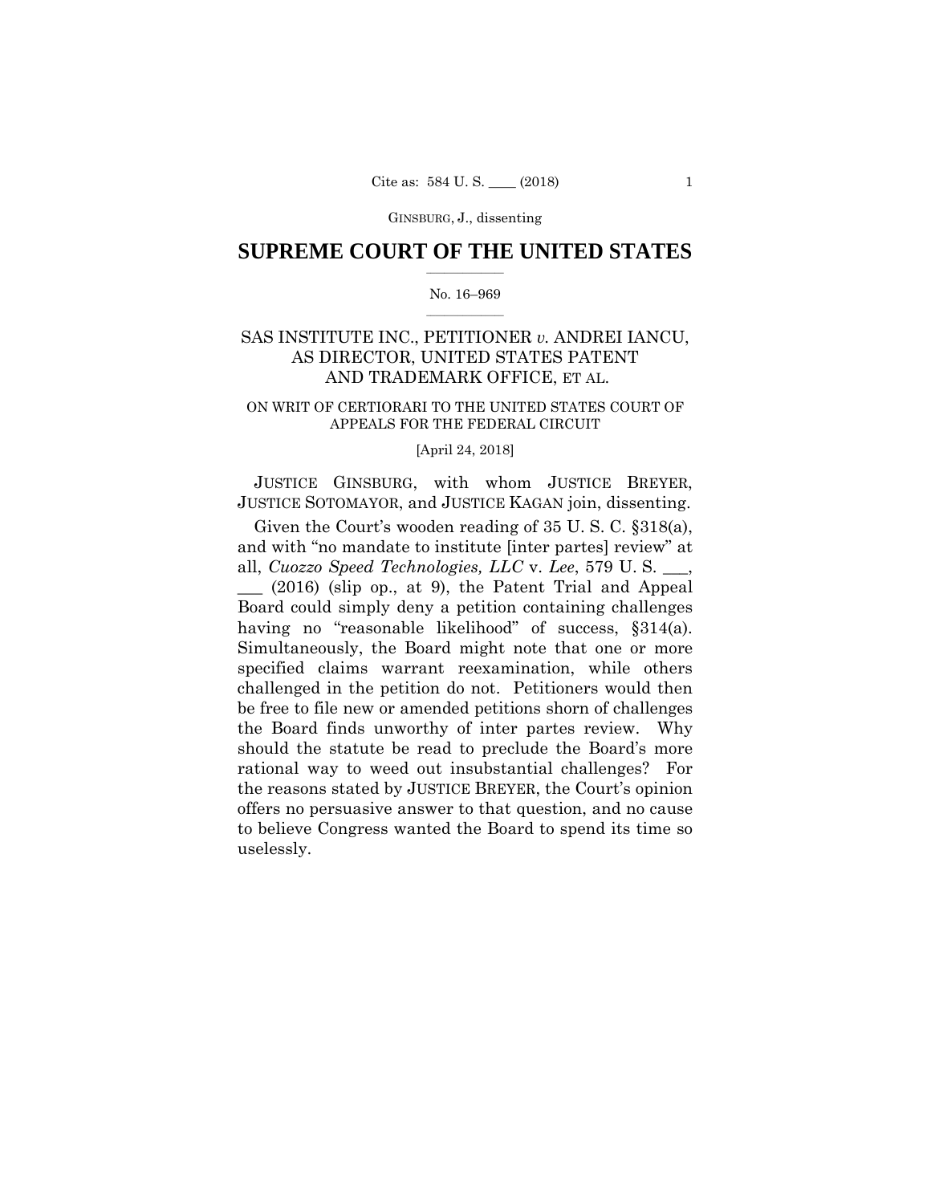# SUPREME COURT OF THE UNITED STATES

No. 16–969

SAS INSTITUTE INC., PETITIONER *v.* ANDREI IANCU, AS DIRECTOR, UNITED STATES PATENT AND TRADEMARK OFFICE, ET AL.

ON WRIT OF CERTIORARI TO THE UNITED STATES COURT OF APPEALS FOR THE FEDERAL CIRCUIT

[April 24, 2018]

JUSTICE GINSBURG, with whom JUSTICE BREYER, JUSTICE SOTOMAYOR, and JUSTICE KAGAN join, dissenting.

Given the Court's wooden reading of 35 U. S. C. §318(a), and with "no mandate to institute [inter partes] review" at all, *Cuozzo Speed Technologies, LLC* v. *Lee*, 579 U. S. ___, ___ (2016) (slip op., at 9), the Patent Trial and Appeal Board could simply deny a petition containing challenges having no "reasonable likelihood" of success, §314(a). Simultaneously, the Board might note that one or more specified claims warrant reexamination, while others challenged in the petition do not. Petitioners would then be free to file new or amended petitions shorn of challenges the Board finds unworthy of inter partes review. Why should the statute be read to preclude the Board's more rational way to weed out insubstantial challenges? For the reasons stated by JUSTICE BREYER, the Court's opinion offers no persuasive answer to that question, and no cause to believe Congress wanted the Board to spend its time so uselessly.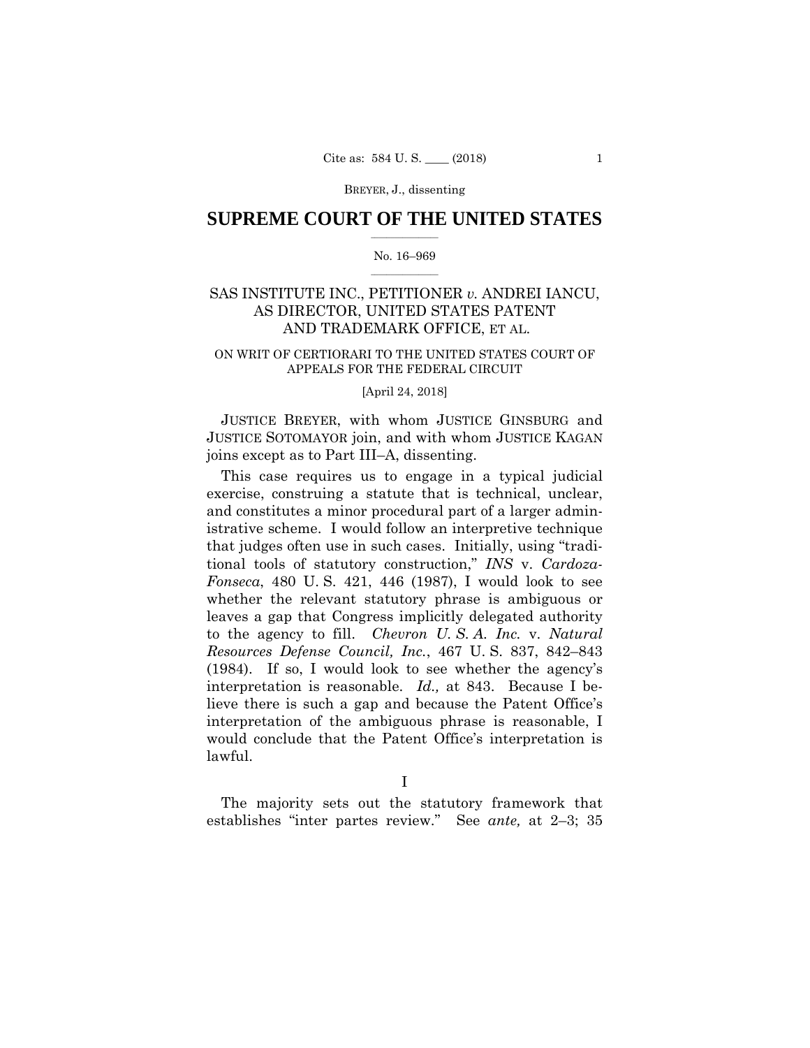## SUPREME COURT OF THE UNITED STATES

No. 16–969

SAS INSTITUTE INC., PETITIONER *v.* ANDREI IANCU, AS DIRECTOR, UNITED STATES PATENT AND TRADEMARK OFFICE, ET AL.

ON WRIT OF CERTIORARI TO THE UNITED STATES COURT OF APPEALS FOR THE FEDERAL CIRCUIT

[April 24, 2018]

JUSTICE BREYER, with whom JUSTICE GINSBURG and JUSTICE SOTOMAYOR join, and with whom JUSTICE KAGAN joins except as to Part III–A, dissenting.

This case requires us to engage in a typical judicial exercise, construing a statute that is technical, unclear, and constitutes a minor procedural part of a larger administrative scheme. I would follow an interpretive technique that judges often use in such cases. Initially, using "traditional tools of statutory construction," *INS* v. *Cardoza-Fonseca*, 480 U. S. 421, 446 (1987), I would look to see whether the relevant statutory phrase is ambiguous or leaves a gap that Congress implicitly delegated authority to the agency to fill. *Chevron U. S. A. Inc.* v. *Natural Resources Defense Council, Inc.*, 467 U. S. 837, 842–843 (1984). If so, I would look to see whether the agency's interpretation is reasonable. *Id.,* at 843. Because I believe there is such a gap and because the Patent Office's interpretation of the ambiguous phrase is reasonable, I would conclude that the Patent Office's interpretation is lawful.

### I

The majority sets out the statutory framework that establishes "inter partes review." See *ante,* at 2–3; 35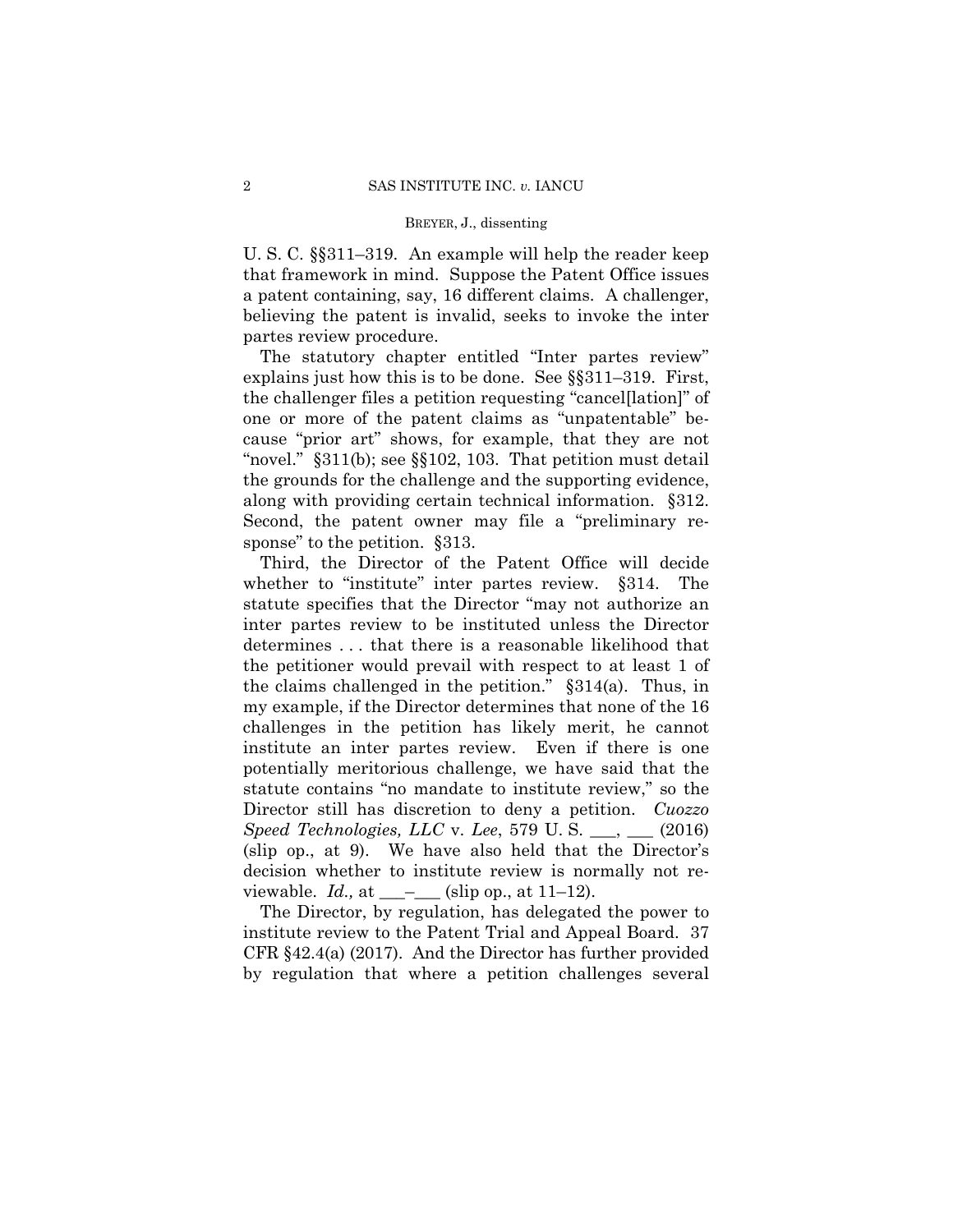U. S. C. §§311–319. An example will help the reader keep that framework in mind. Suppose the Patent Office issues a patent containing, say, 16 different claims. A challenger, believing the patent is invalid, seeks to invoke the inter partes review procedure.

The statutory chapter entitled "Inter partes review" explains just how this is to be done. See §§311–319. First, the challenger files a petition requesting "cancel[lation]" of one or more of the patent claims as "unpatentable" because "prior art" shows, for example, that they are not "novel." §311(b); see §§102, 103. That petition must detail the grounds for the challenge and the supporting evidence, along with providing certain technical information. §312. Second, the patent owner may file a "preliminary response" to the petition. §313.

Third, the Director of the Patent Office will decide whether to "institute" inter partes review. §314. The statute specifies that the Director "may not authorize an inter partes review to be instituted unless the Director determines . . . that there is a reasonable likelihood that the petitioner would prevail with respect to at least 1 of the claims challenged in the petition." §314(a). Thus, in my example, if the Director determines that none of the 16 challenges in the petition has likely merit, he cannot institute an inter partes review. Even if there is one potentially meritorious challenge, we have said that the statute contains "no mandate to institute review," so the Director still has discretion to deny a petition. *Cuozzo Speed Technologies, LLC* v. *Lee*, 579 U. S. ___, ___ (2016) (slip op., at 9). We have also held that the Director's decision whether to institute review is normally not reviewable. *Id.,* at ___–___ (slip op., at 11–12).

The Director, by regulation, has delegated the power to institute review to the Patent Trial and Appeal Board. 37 CFR §42.4(a) (2017). And the Director has further provided by regulation that where a petition challenges several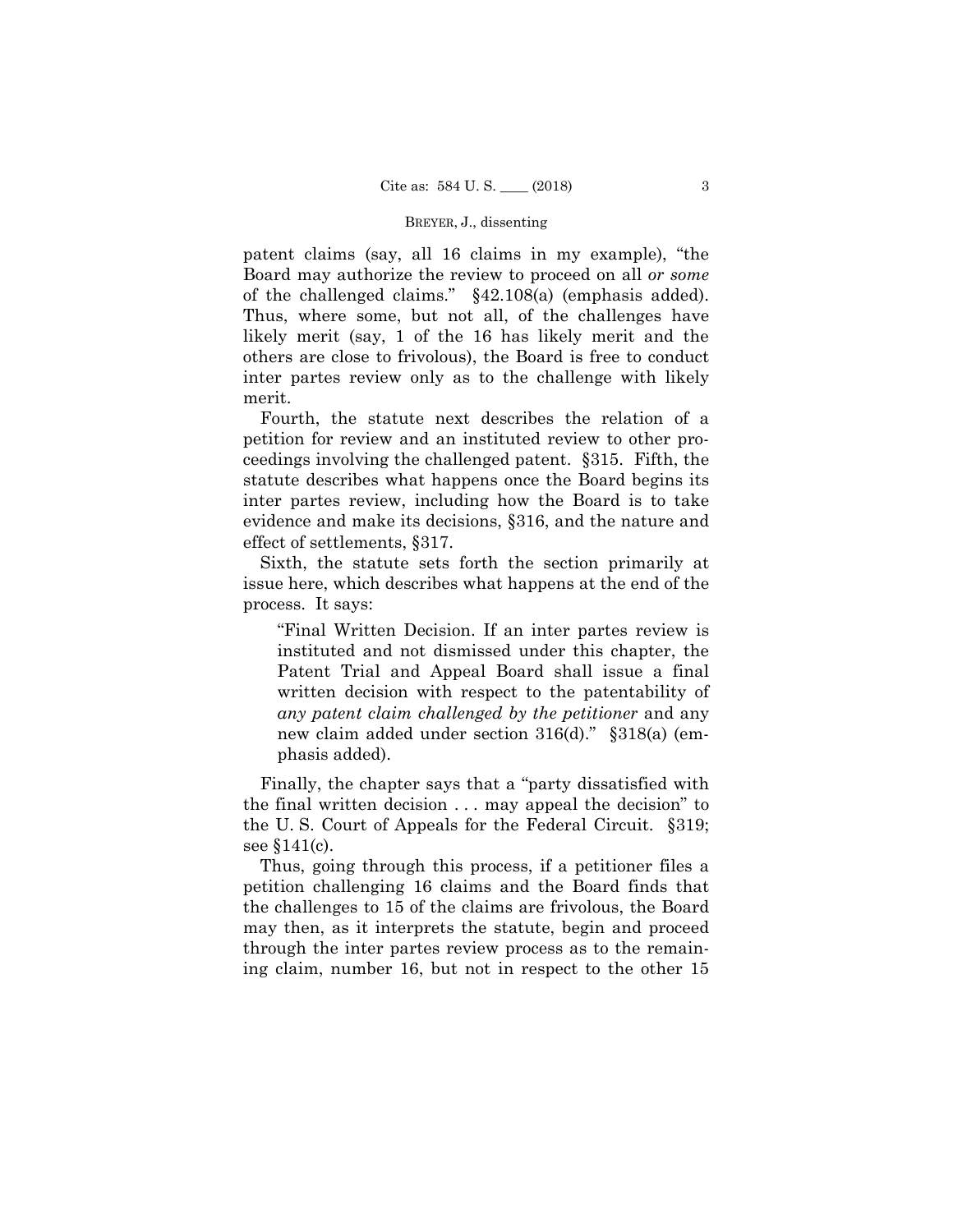patent claims (say, all 16 claims in my example), "the Board may authorize the review to proceed on all *or some* of the challenged claims." §42.108(a) (emphasis added). Thus, where some, but not all, of the challenges have likely merit (say, 1 of the 16 has likely merit and the others are close to frivolous), the Board is free to conduct inter partes review only as to the challenge with likely merit.

Fourth, the statute next describes the relation of a petition for review and an instituted review to other proceedings involving the challenged patent. §315. Fifth, the statute describes what happens once the Board begins its inter partes review, including how the Board is to take evidence and make its decisions, §316, and the nature and effect of settlements, §317.

Sixth, the statute sets forth the section primarily at issue here, which describes what happens at the end of the process. It says:

> "Final Written Decision. If an inter partes review is instituted and not dismissed under this chapter, the Patent Trial and Appeal Board shall issue a final written decision with respect to the patentability of *any patent claim challenged by the petitioner* and any new claim added under section 316(d)." §318(a) (emphasis added).

Finally, the chapter says that a "party dissatisfied with the final written decision . . . may appeal the decision" to the U. S. Court of Appeals for the Federal Circuit. §319; see §141(c).

Thus, going through this process, if a petitioner files a petition challenging 16 claims and the Board finds that the challenges to 15 of the claims are frivolous, the Board may then, as it interprets the statute, begin and proceed through the inter partes review process as to the remaining claim, number 16, but not in respect to the other 15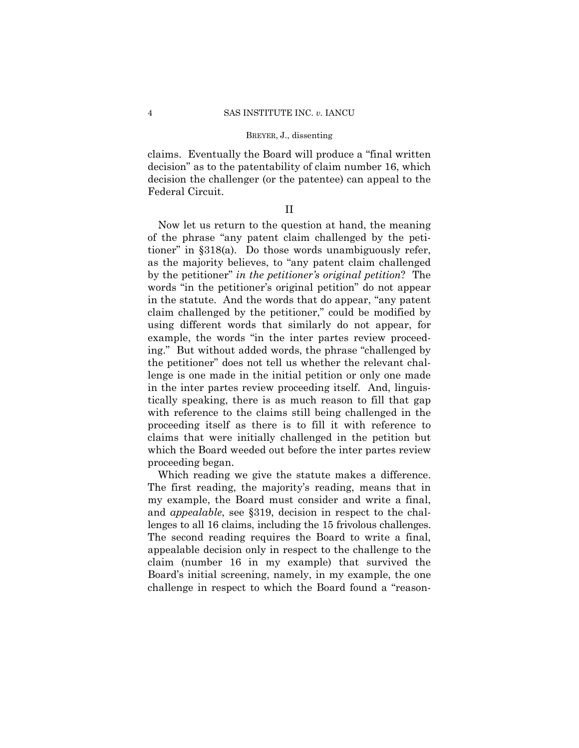claims. Eventually the Board will produce a "final written decision" as to the patentability of claim number 16, which decision the challenger (or the patentee) can appeal to the Federal Circuit.

## II

Now let us return to the question at hand, the meaning of the phrase "any patent claim challenged by the petitioner" in §318(a). Do those words unambiguously refer, as the majority believes, to "any patent claim challenged by the petitioner" *in the petitioner's original petition*? The words "in the petitioner's original petition" do not appear in the statute. And the words that do appear, "any patent claim challenged by the petitioner," could be modified by using different words that similarly do not appear, for example, the words "in the inter partes review proceeding." But without added words, the phrase "challenged by the petitioner" does not tell us whether the relevant challenge is one made in the initial petition or only one made in the inter partes review proceeding itself. And, linguistically speaking, there is as much reason to fill that gap with reference to the claims still being challenged in the proceeding itself as there is to fill it with reference to claims that were initially challenged in the petition but which the Board weeded out before the inter partes review proceeding began.

Which reading we give the statute makes a difference. The first reading, the majority's reading, means that in my example, the Board must consider and write a final, and *appealable*, see §319, decision in respect to the challenges to all 16 claims, including the 15 frivolous challenges. The second reading requires the Board to write a final, appealable decision only in respect to the challenge to the claim (number 16 in my example) that survived the Board's initial screening, namely, in my example, the one challenge in respect to which the Board found a "reason-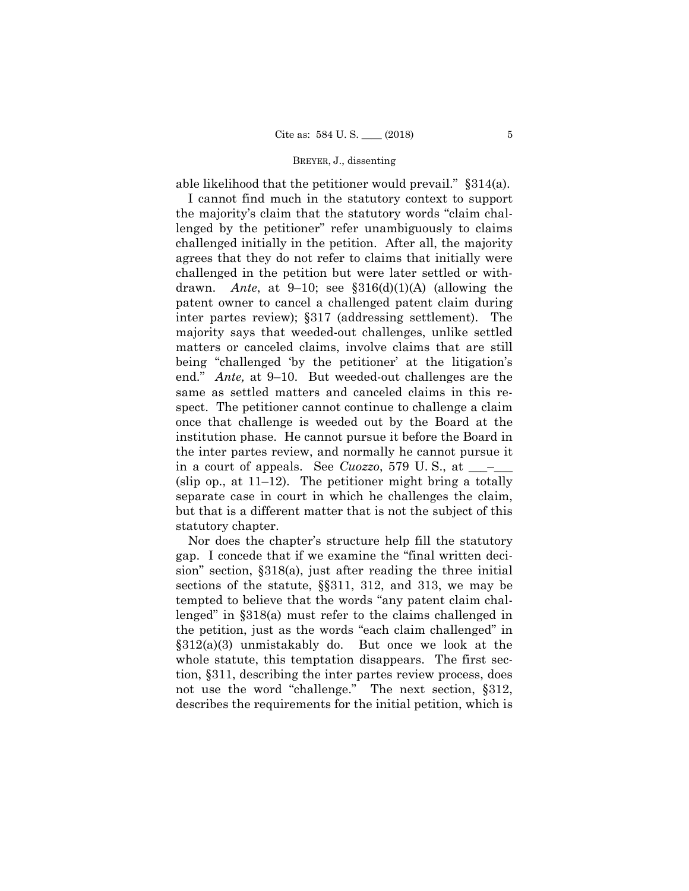able likelihood that the petitioner would prevail." §314(a).

I cannot find much in the statutory context to support the majority's claim that the statutory words "claim challenged by the petitioner" refer unambiguously to claims challenged initially in the petition. After all, the majority agrees that they do not refer to claims that initially were challenged in the petition but were later settled or withdrawn. *Ante*, at 9–10; see §316(d)(1)(A) (allowing the patent owner to cancel a challenged patent claim during inter partes review); §317 (addressing settlement). The majority says that weeded-out challenges, unlike settled matters or canceled claims, involve claims that are still being "challenged 'by the petitioner' at the litigation's end." *Ante,* at 9–10. But weeded-out challenges are the same as settled matters and canceled claims in this respect. The petitioner cannot continue to challenge a claim once that challenge is weeded out by the Board at the institution phase. He cannot pursue it before the Board in the inter partes review, and normally he cannot pursue it in a court of appeals. See *Cuozzo*, 579 U. S., at ___–___ (slip op., at 11–12). The petitioner might bring a totally separate case in court in which he challenges the claim, but that is a different matter that is not the subject of this statutory chapter.

Nor does the chapter's structure help fill the statutory gap. I concede that if we examine the "final written decision" section, §318(a), just after reading the three initial sections of the statute, §§311, 312, and 313, we may be tempted to believe that the words "any patent claim challenged" in §318(a) must refer to the claims challenged in the petition, just as the words "each claim challenged" in §312(a)(3) unmistakably do. But once we look at the whole statute, this temptation disappears. The first section, §311, describing the inter partes review process, does not use the word "challenge." The next section, §312, describes the requirements for the initial petition, which is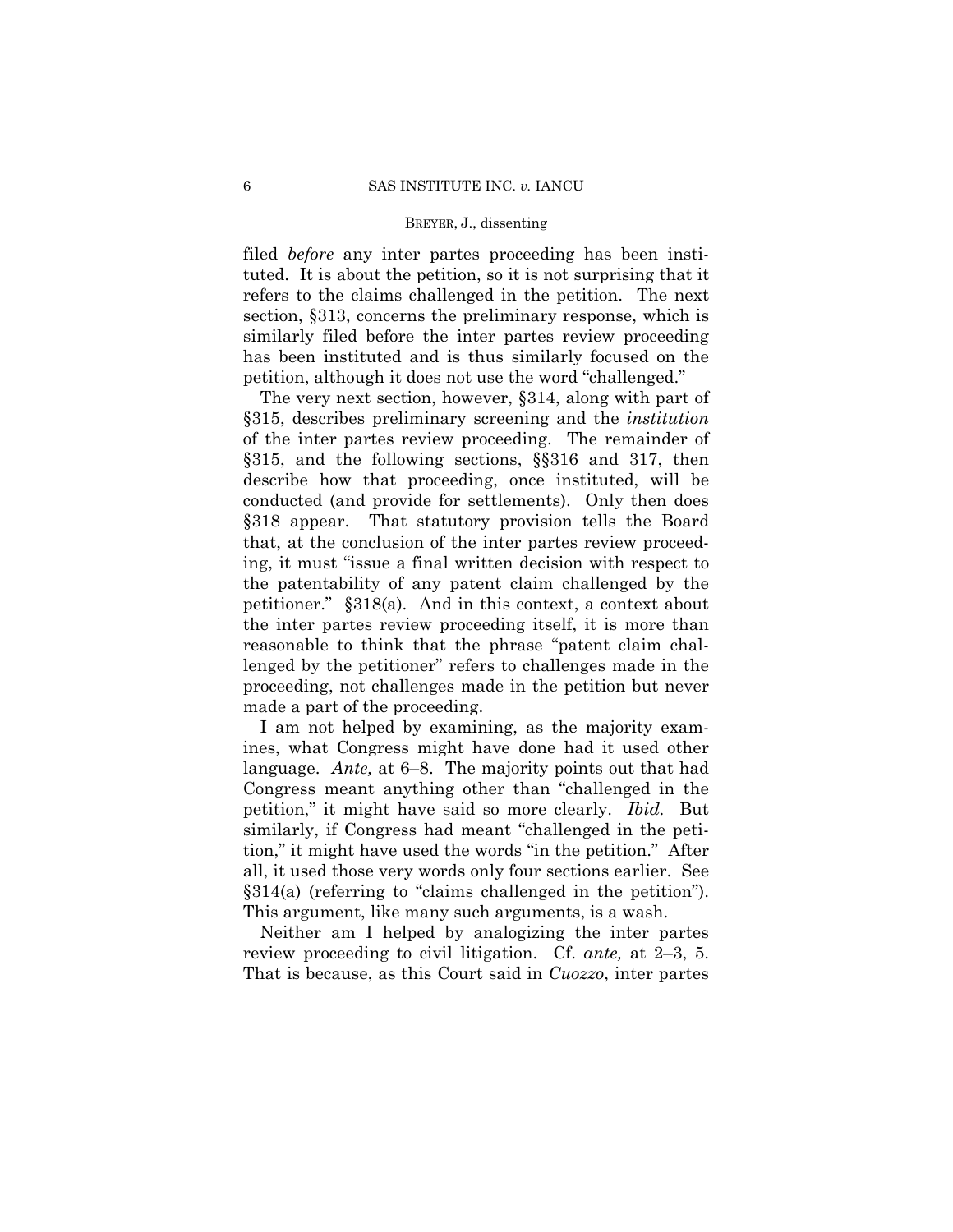filed *before* any inter partes proceeding has been instituted. It is about the petition, so it is not surprising that it refers to the claims challenged in the petition. The next section, §313, concerns the preliminary response, which is similarly filed before the inter partes review proceeding has been instituted and is thus similarly focused on the petition, although it does not use the word "challenged."

The very next section, however, §314, along with part of §315, describes preliminary screening and the *institution* of the inter partes review proceeding. The remainder of §315, and the following sections, §§316 and 317, then describe how that proceeding, once instituted, will be conducted (and provide for settlements). Only then does §318 appear. That statutory provision tells the Board that, at the conclusion of the inter partes review proceeding, it must "issue a final written decision with respect to the patentability of any patent claim challenged by the petitioner." §318(a). And in this context, a context about the inter partes review proceeding itself, it is more than reasonable to think that the phrase "patent claim challenged by the petitioner" refers to challenges made in the proceeding, not challenges made in the petition but never made a part of the proceeding.

I am not helped by examining, as the majority examines, what Congress might have done had it used other language. *Ante,* at 6–8. The majority points out that had Congress meant anything other than "challenged in the petition," it might have said so more clearly. *Ibid.* But similarly, if Congress had meant "challenged in the petition," it might have used the words "in the petition." After all, it used those very words only four sections earlier. See §314(a) (referring to "claims challenged in the petition"). This argument, like many such arguments, is a wash.

Neither am I helped by analogizing the inter partes review proceeding to civil litigation. Cf. *ante,* at 2–3, 5. That is because, as this Court said in *Cuozzo*, inter partes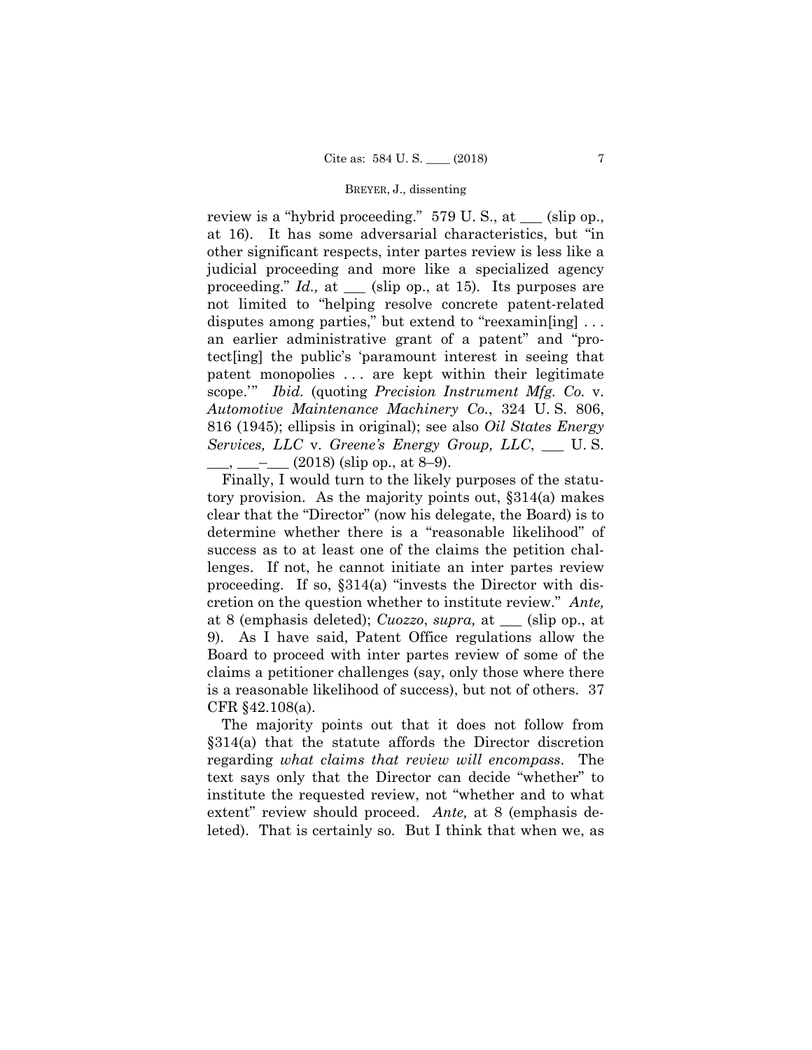review is a "hybrid proceeding." 579 U. S., at ___ (slip op., at 16). It has some adversarial characteristics, but "in other significant respects, inter partes review is less like a judicial proceeding and more like a specialized agency proceeding." *Id.,* at ___ (slip op., at 15). Its purposes are not limited to "helping resolve concrete patent-related disputes among parties," but extend to "reexamin[ing] . . . an earlier administrative grant of a patent" and "protect[ing] the public's 'paramount interest in seeing that patent monopolies . . . are kept within their legitimate scope.'" *Ibid.* (quoting *Precision Instrument Mfg. Co.* v. *Automotive Maintenance Machinery Co.*, 324 U. S. 806, 816 (1945); ellipsis in original); see also *Oil States Energy Services, LLC* v. *Greene's Energy Group, LLC*, ___ U. S. ___, ___–___ (2018) (slip op., at 8–9).

Finally, I would turn to the likely purposes of the statutory provision. As the majority points out, §314(a) makes clear that the "Director" (now his delegate, the Board) is to determine whether there is a "reasonable likelihood" of success as to at least one of the claims the petition challenges. If not, he cannot initiate an inter partes review proceeding. If so, §314(a) "invests the Director with discretion on the question whether to institute review." *Ante,* at 8 (emphasis deleted); *Cuozzo*, *supra,* at ___ (slip op., at 9). As I have said, Patent Office regulations allow the Board to proceed with inter partes review of some of the claims a petitioner challenges (say, only those where there is a reasonable likelihood of success), but not of others. 37 CFR §42.108(a).

The majority points out that it does not follow from §314(a) that the statute affords the Director discretion regarding *what claims that review will encompass*. The text says only that the Director can decide "whether" to institute the requested review, not "whether and to what extent" review should proceed. *Ante,* at 8 (emphasis deleted). That is certainly so. But I think that when we, as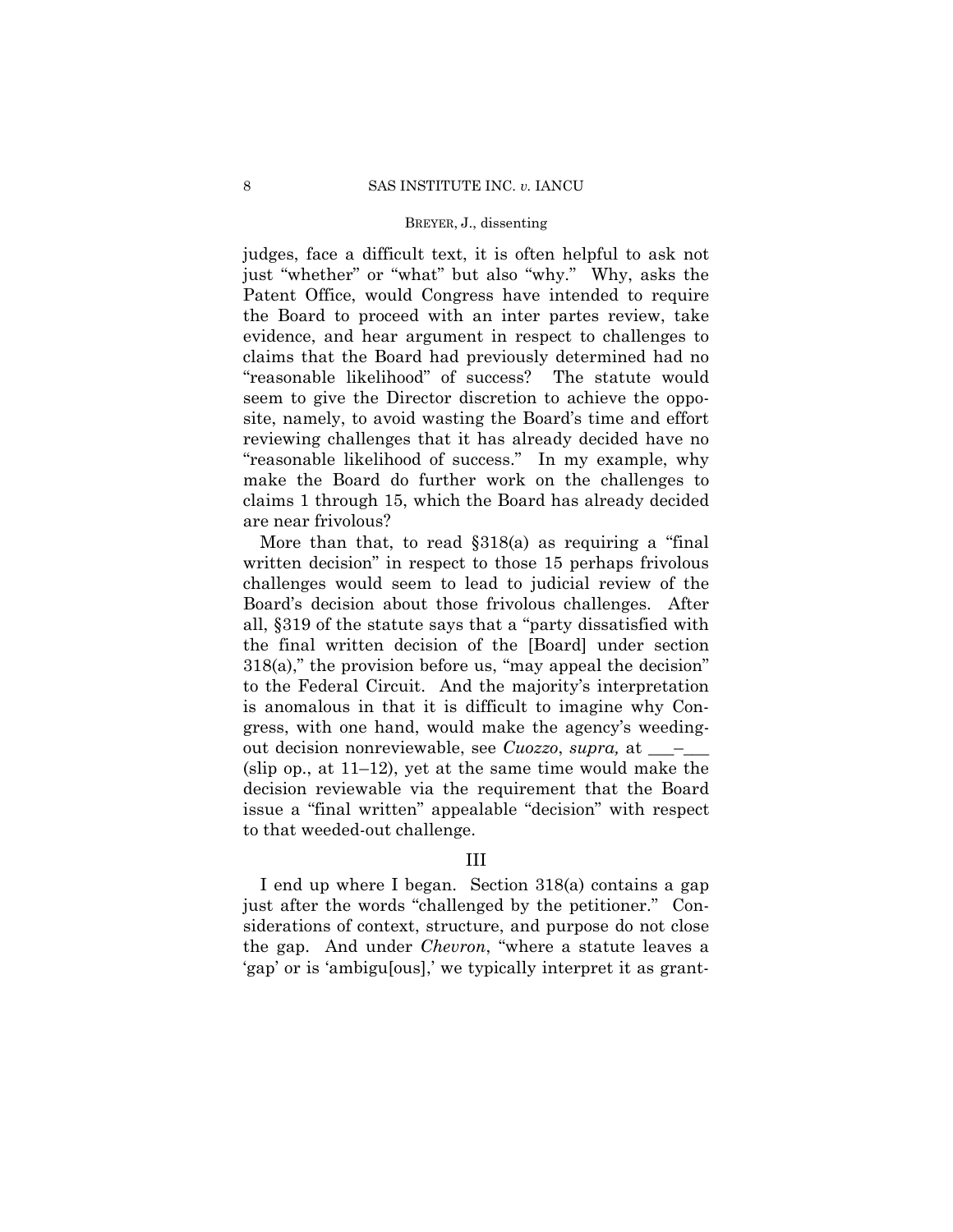judges, face a difficult text, it is often helpful to ask not just "whether" or "what" but also "why." Why, asks the Patent Office, would Congress have intended to require the Board to proceed with an inter partes review, take evidence, and hear argument in respect to challenges to claims that the Board had previously determined had no "reasonable likelihood" of success? The statute would seem to give the Director discretion to achieve the opposite, namely, to avoid wasting the Board's time and effort reviewing challenges that it has already decided have no "reasonable likelihood of success." In my example, why make the Board do further work on the challenges to claims 1 through 15, which the Board has already decided are near frivolous?

More than that, to read §318(a) as requiring a "final written decision" in respect to those 15 perhaps frivolous challenges would seem to lead to judicial review of the Board's decision about those frivolous challenges. After all, §319 of the statute says that a "party dissatisfied with the final written decision of the [Board] under section 318(a)," the provision before us, "may appeal the decision" to the Federal Circuit. And the majority's interpretation is anomalous in that it is difficult to imagine why Congress, with one hand, would make the agency's weeding-out decision nonreviewable, see *Cuozzo*, *supra,* at ___–___ (slip op., at 11–12), yet at the same time would make the decision reviewable via the requirement that the Board issue a "final written" appealable "decision" with respect to that weeded-out challenge.

## III

I end up where I began. Section 318(a) contains a gap just after the words "challenged by the petitioner." Considerations of context, structure, and purpose do not close the gap. And under *Chevron*, "where a statute leaves a 'gap' or is 'ambigu[ous],' we typically interpret it as grant-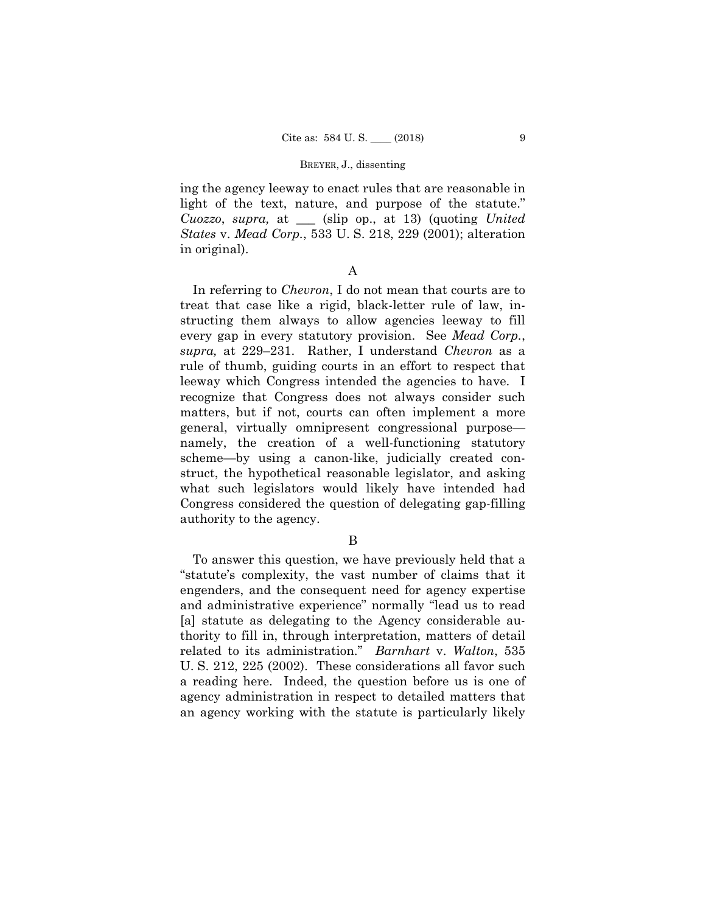ing the agency leeway to enact rules that are reasonable in light of the text, nature, and purpose of the statute." *Cuozzo*, *supra,* at ___ (slip op., at 13) (quoting *United States* v. *Mead Corp.*, 533 U. S. 218, 229 (2001); alteration in original).

A

In referring to *Chevron*, I do not mean that courts are to treat that case like a rigid, black-letter rule of law, instructing them always to allow agencies leeway to fill every gap in every statutory provision. See *Mead Corp.*, *supra,* at 229–231. Rather, I understand *Chevron* as a rule of thumb, guiding courts in an effort to respect that leeway which Congress intended the agencies to have. I recognize that Congress does not always consider such matters, but if not, courts can often implement a more general, virtually omnipresent congressional purpose—namely, the creation of a well-functioning statutory scheme—by using a canon-like, judicially created construct, the hypothetical reasonable legislator, and asking what such legislators would likely have intended had Congress considered the question of delegating gap-filling authority to the agency.

B

To answer this question, we have previously held that a "statute's complexity, the vast number of claims that it engenders, and the consequent need for agency expertise and administrative experience" normally "lead us to read [a] statute as delegating to the Agency considerable authority to fill in, through interpretation, matters of detail related to its administration." *Barnhart* v. *Walton*, 535 U. S. 212, 225 (2002). These considerations all favor such a reading here. Indeed, the question before us is one of agency administration in respect to detailed matters that an agency working with the statute is particularly likely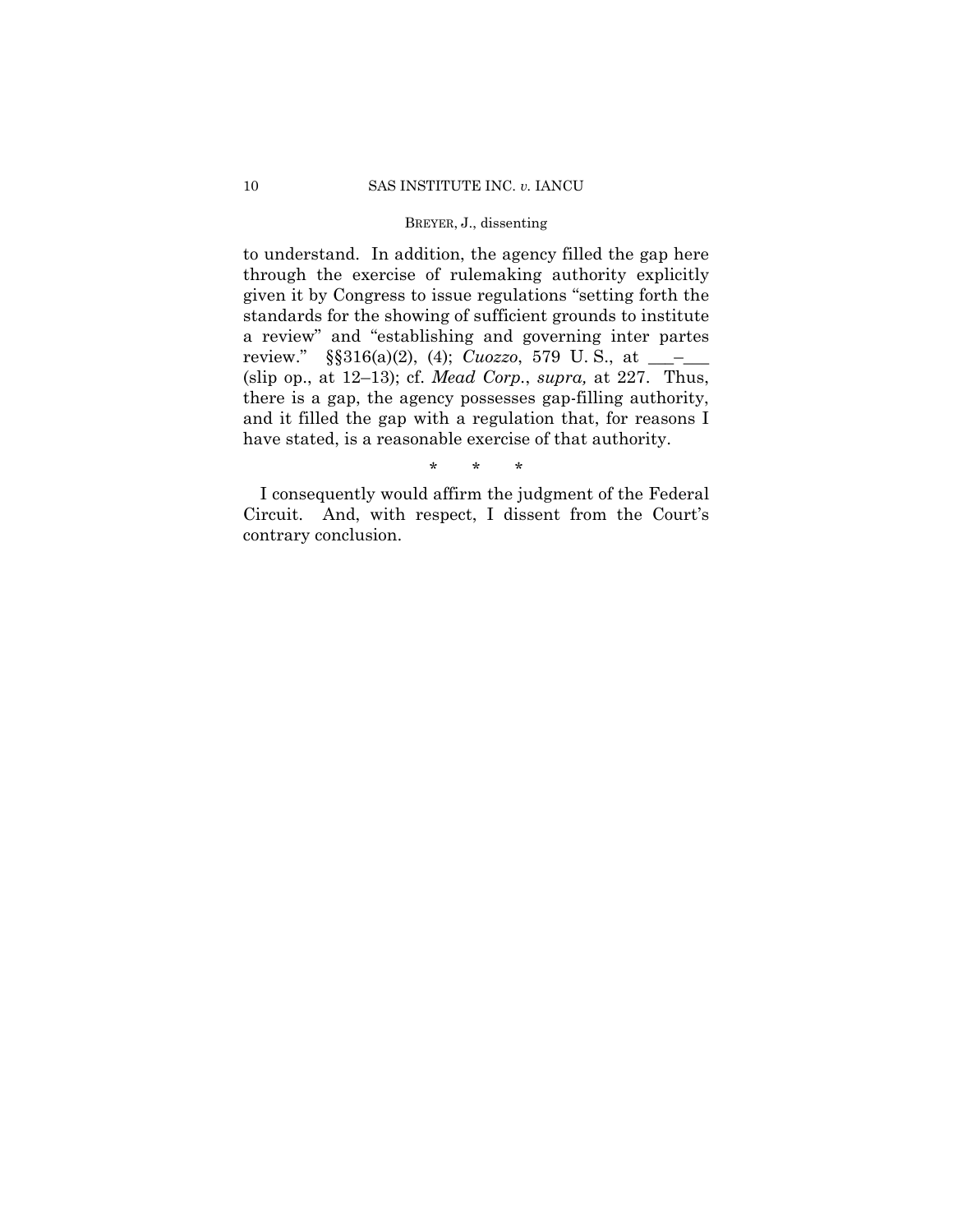to understand. In addition, the agency filled the gap here through the exercise of rulemaking authority explicitly given it by Congress to issue regulations "setting forth the standards for the showing of sufficient grounds to institute a review" and "establishing and governing inter partes review." §§316(a)(2), (4); *Cuozzo*, 579 U. S., at ___–___ (slip op., at 12–13); cf. *Mead Corp.*, *supra,* at 227. Thus, there is a gap, the agency possesses gap-filling authority, and it filled the gap with a regulation that, for reasons I have stated, is a reasonable exercise of that authority.

\* \* \*

I consequently would affirm the judgment of the Federal Circuit. And, with respect, I dissent from the Court's contrary conclusion.